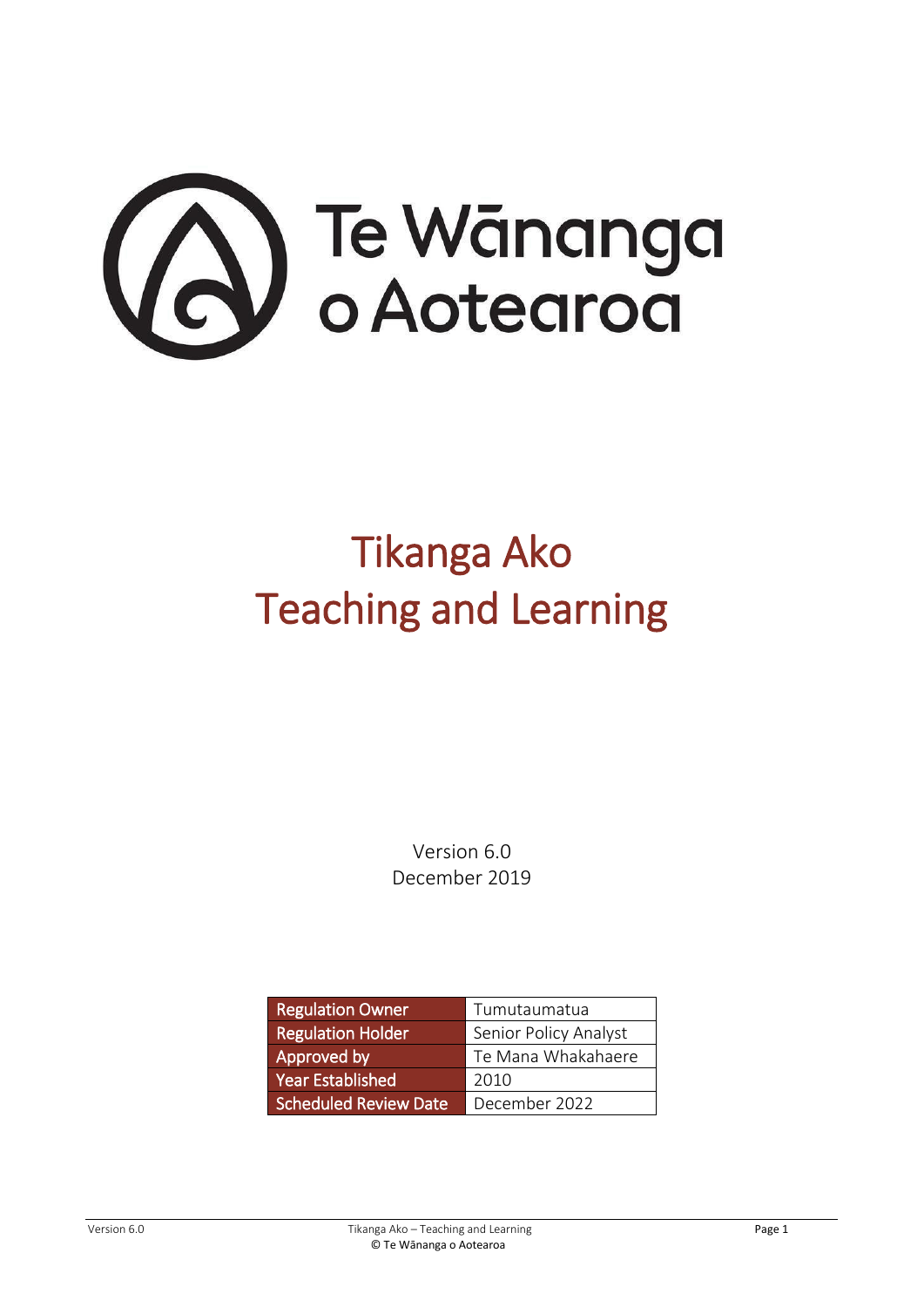Te Wānanga o Aotearoa

# Tikanga Ako
# Teaching and Learning

Version 6.0
December 2019

| Regulation Owner | Tumutaumatua |
| --- | --- |
| Regulation Holder | Senior Policy Analyst |
| Approved by | Te Mana Whakahaere |
| Year Established | 2010 |
| Scheduled Review Date | December 2022 |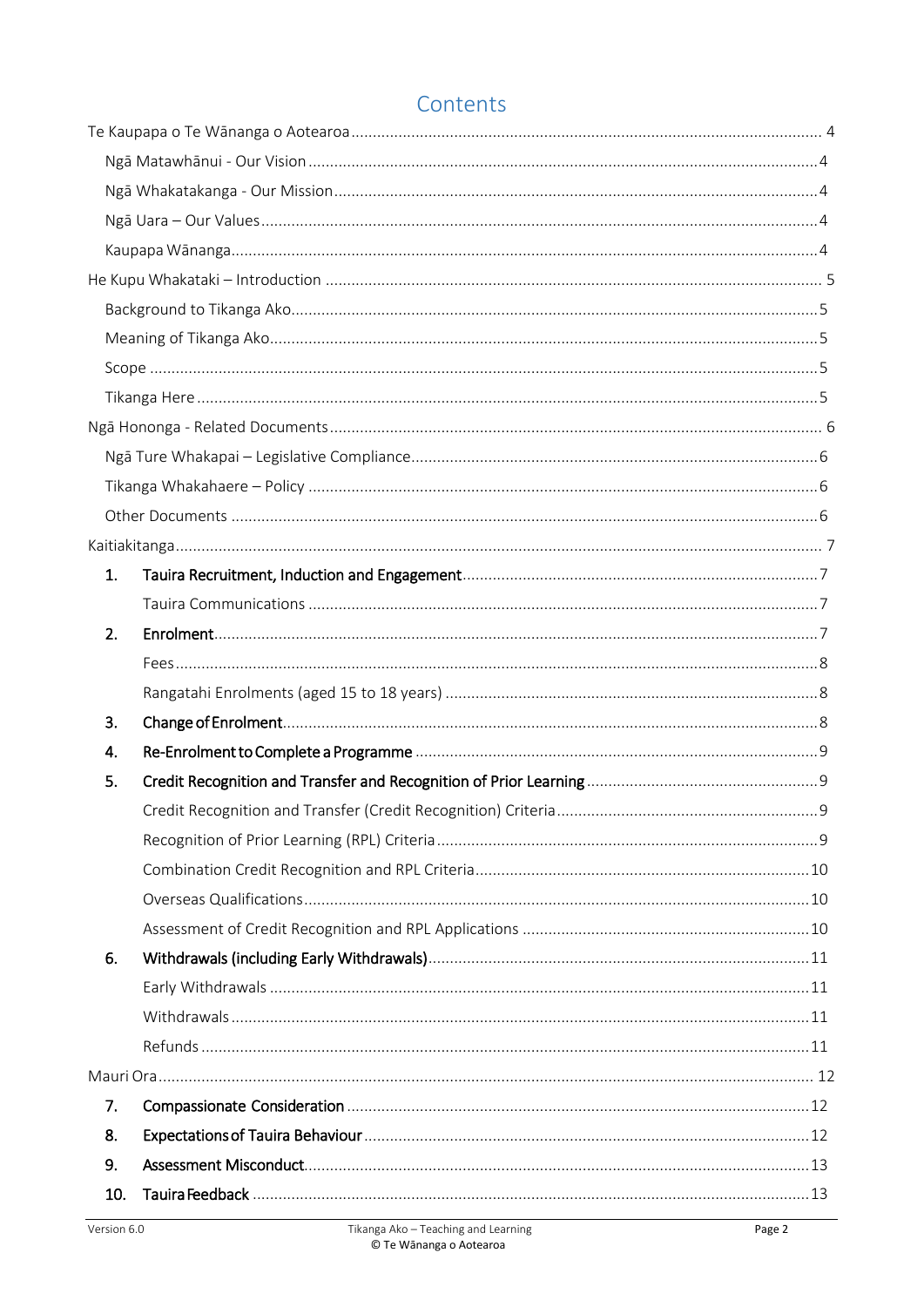# Contents

Te Kaupapa o Te Wānanga o Aotearoa .......... 4

- Ngā Matawhānui - Our Vision .......... 4
- Ngā Whakatakanga - Our Mission .......... 4
- Ngā Uara – Our Values .......... 4
- Kaupapa Wānanga .......... 4

He Kupu Whakataki – Introduction .......... 5

- Background to Tikanga Ako .......... 5
- Meaning of Tikanga Ako .......... 5
- Scope .......... 5
- Tikanga Here .......... 5

Ngā Hononga - Related Documents .......... 6

- Ngā Ture Whakapai – Legislative Compliance .......... 6
- Tikanga Whakahaere – Policy .......... 6
- Other Documents .......... 6

Kaitiakitanga .......... 7

1. **Tauira Recruitment, Induction and Engagement** .......... 7
   - Tauira Communications .......... 7
2. **Enrolment** .......... 7
   - Fees .......... 8
   - Rangatahi Enrolments (aged 15 to 18 years) .......... 8
3. **Change of Enrolment** .......... 8
4. **Re-Enrolment to Complete a Programme** .......... 9
5. **Credit Recognition and Transfer and Recognition of Prior Learning** .......... 9
   - Credit Recognition and Transfer (Credit Recognition) Criteria .......... 9
   - Recognition of Prior Learning (RPL) Criteria .......... 9
   - Combination Credit Recognition and RPL Criteria .......... 10
   - Overseas Qualifications .......... 10
   - Assessment of Credit Recognition and RPL Applications .......... 10
6. **Withdrawals (including Early Withdrawals)** .......... 11
   - Early Withdrawals .......... 11
   - Withdrawals .......... 11
   - Refunds .......... 11

Mauri Ora .......... 12

7. **Compassionate Consideration** .......... 12
8. **Expectations of Tauira Behaviour** .......... 12
9. **Assessment Misconduct** .......... 13
10. **Tauira Feedback** .......... 13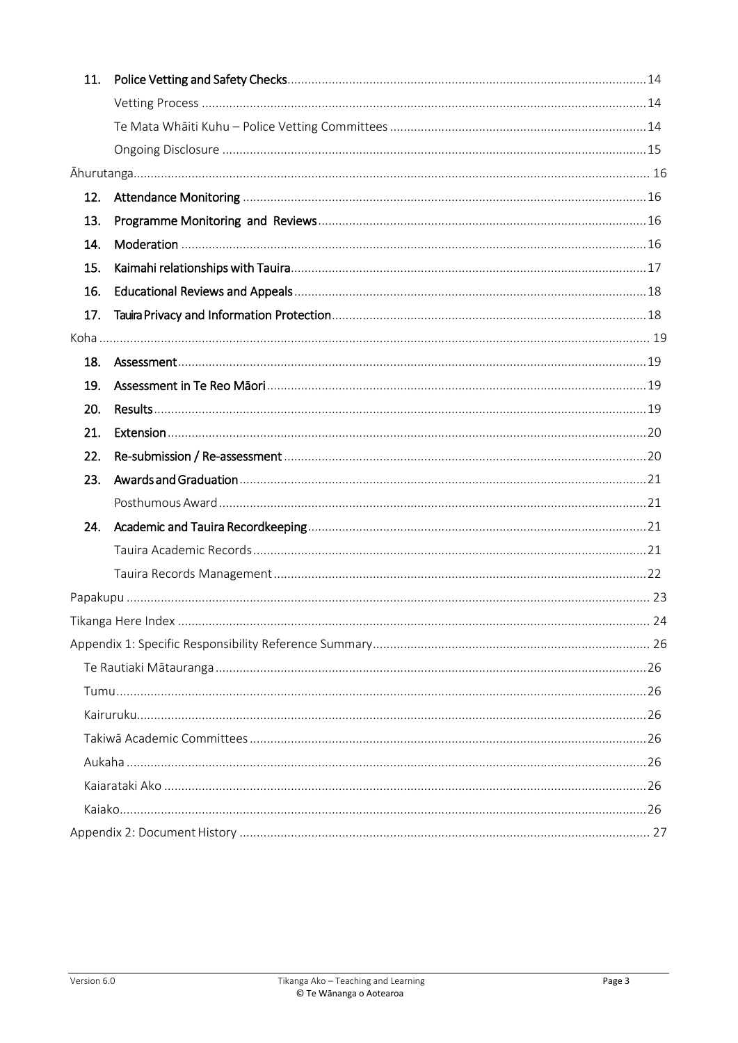11. **Police Vetting and Safety Checks** ... 14
    - Vetting Process ... 14
    - Te Mata Whāiti Kuhu – Police Vetting Committees ... 14
    - Ongoing Disclosure ... 15

Āhurutanga ... 16

12. **Attendance Monitoring** ... 16
13. **Programme Monitoring and Reviews** ... 16
14. **Moderation** ... 16
15. **Kaimahi relationships with Tauira** ... 17
16. **Educational Reviews and Appeals** ... 18
17. **Tauira Privacy and Information Protection** ... 18

Koha ... 19

18. **Assessment** ... 19
19. **Assessment in Te Reo Māori** ... 19
20. **Results** ... 19
21. **Extension** ... 20
22. **Re-submission / Re-assessment** ... 20
23. **Awards and Graduation** ... 21
    - Posthumous Award ... 21
24. **Academic and Tauira Recordkeeping** ... 21
    - Tauira Academic Records ... 21
    - Tauira Records Management ... 22

Papakupu ... 23

Tikanga Here Index ... 24

Appendix 1: Specific Responsibility Reference Summary ... 26

- Te Rautiaki Mātauranga ... 26
- Tumu ... 26
- Kairuruku ... 26
- Takiwā Academic Committees ... 26
- Aukaha ... 26
- Kaiarataki Ako ... 26
- Kaiako ... 26

Appendix 2: Document History ... 27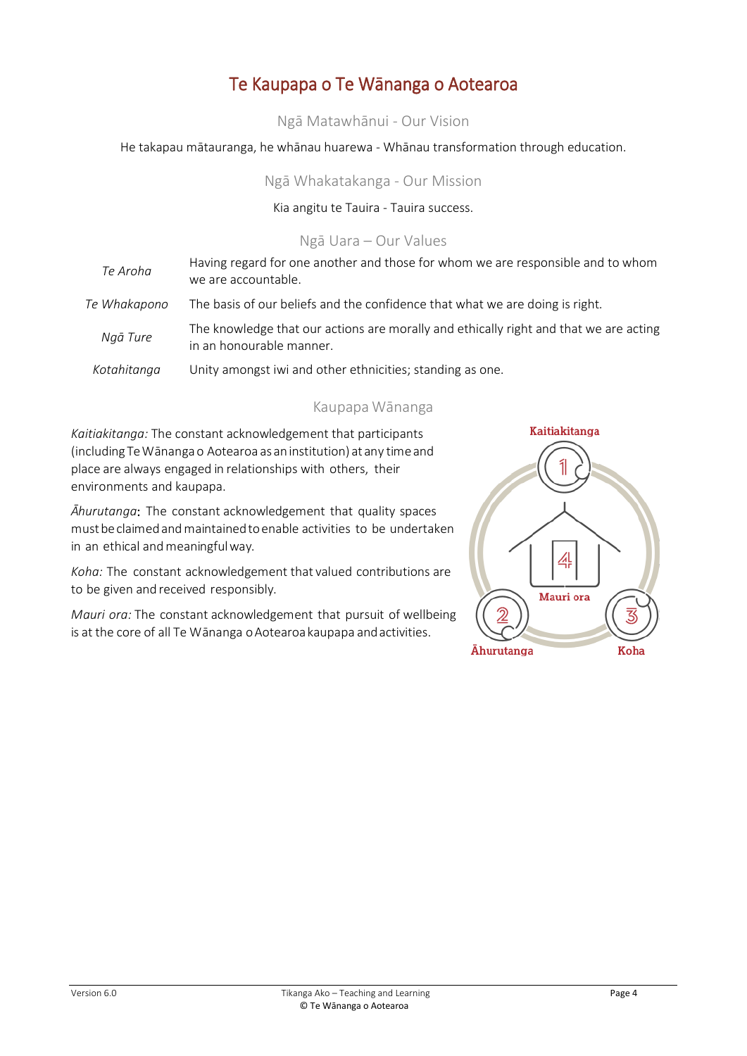# Te Kaupapa o Te Wānanga o Aotearoa

## Ngā Matawhānui - Our Vision

He takapau mātauranga, he whānau huarewa - Whānau transformation through education.

## Ngā Whakatakanga - Our Mission

Kia angitu te Tauira - Tauira success.

## Ngā Uara – Our Values

| | |
|---|---|
| *Te Aroha* | Having regard for one another and those for whom we are responsible and to whom we are accountable. |
| *Te Whakapono* | The basis of our beliefs and the confidence that what we are doing is right. |
| *Ngā Ture* | The knowledge that our actions are morally and ethically right and that we are acting in an honourable manner. |
| *Kotahitanga* | Unity amongst iwi and other ethnicities; standing as one. |

## Kaupapa Wānanga

*Kaitiakitanga:* The constant acknowledgement that participants (including Te Wānanga o Aotearoa as an institution) at any time and place are always engaged in relationships with others, their environments and kaupapa.

*Āhurutanga*: The constant acknowledgement that quality spaces must be claimed and maintained to enable activities to be undertaken in an ethical and meaningful way.

*Koha:* The constant acknowledgement that valued contributions are to be given and received responsibly.

*Mauri ora:* The constant acknowledgement that pursuit of wellbeing is at the core of all Te Wānanga o Aotearoa kaupapa and activities.

Kaitiakitanga 1, Āhurutanga 2, Koha 3, Mauri ora 4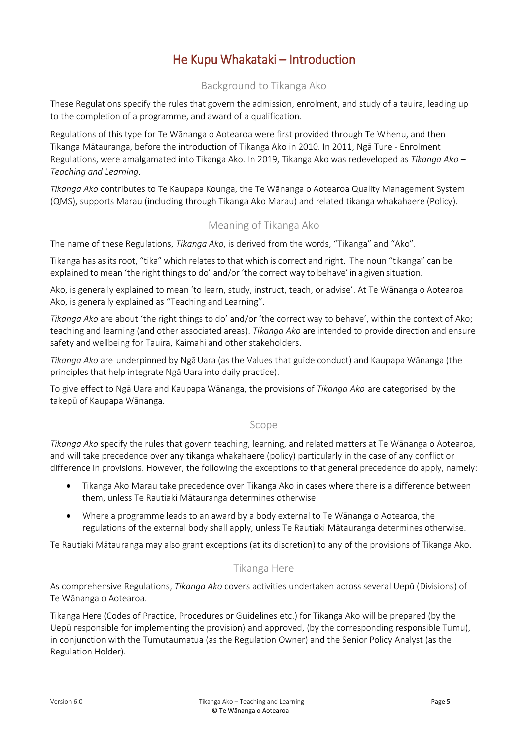# He Kupu Whakataki – Introduction

## Background to Tikanga Ako

These Regulations specify the rules that govern the admission, enrolment, and study of a tauira, leading up to the completion of a programme, and award of a qualification.

Regulations of this type for Te Wānanga o Aotearoa were first provided through Te Whenu, and then Tikanga Mātauranga, before the introduction of Tikanga Ako in 2010. In 2011, Ngā Ture - Enrolment Regulations, were amalgamated into Tikanga Ako. In 2019, Tikanga Ako was redeveloped as *Tikanga Ako – Teaching and Learning.*

*Tikanga Ako* contributes to Te Kaupapa Kounga, the Te Wānanga o Aotearoa Quality Management System (QMS), supports Marau (including through Tikanga Ako Marau) and related tikanga whakahaere (Policy).

## Meaning of Tikanga Ako

The name of these Regulations, *Tikanga Ako*, is derived from the words, "Tikanga" and "Ako".

Tikanga has as its root, "tika" which relates to that which is correct and right. The noun "tikanga" can be explained to mean 'the right things to do' and/or 'the correct way to behave' in a given situation.

Ako, is generally explained to mean 'to learn, study, instruct, teach, or advise'. At Te Wānanga o Aotearoa Ako, is generally explained as "Teaching and Learning".

*Tikanga Ako* are about 'the right things to do' and/or 'the correct way to behave', within the context of Ako; teaching and learning (and other associated areas). *Tikanga Ako* are intended to provide direction and ensure safety and wellbeing for Tauira, Kaimahi and other stakeholders.

*Tikanga Ako* are underpinned by Ngā Uara (as the Values that guide conduct) and Kaupapa Wānanga (the principles that help integrate Ngā Uara into daily practice).

To give effect to Ngā Uara and Kaupapa Wānanga, the provisions of *Tikanga Ako* are categorised by the takepū of Kaupapa Wānanga.

## Scope

*Tikanga Ako* specify the rules that govern teaching, learning, and related matters at Te Wānanga o Aotearoa, and will take precedence over any tikanga whakahaere (policy) particularly in the case of any conflict or difference in provisions. However, the following the exceptions to that general precedence do apply, namely:

- Tikanga Ako Marau take precedence over Tikanga Ako in cases where there is a difference between them, unless Te Rautiaki Mātauranga determines otherwise.
- Where a programme leads to an award by a body external to Te Wānanga o Aotearoa, the regulations of the external body shall apply, unless Te Rautiaki Mātauranga determines otherwise.

Te Rautiaki Mātauranga may also grant exceptions (at its discretion) to any of the provisions of Tikanga Ako.

## Tikanga Here

As comprehensive Regulations, *Tikanga Ako* covers activities undertaken across several Uepū (Divisions) of Te Wānanga o Aotearoa.

Tikanga Here (Codes of Practice, Procedures or Guidelines etc.) for Tikanga Ako will be prepared (by the Uepū responsible for implementing the provision) and approved, (by the corresponding responsible Tumu), in conjunction with the Tumutaumatua (as the Regulation Owner) and the Senior Policy Analyst (as the Regulation Holder).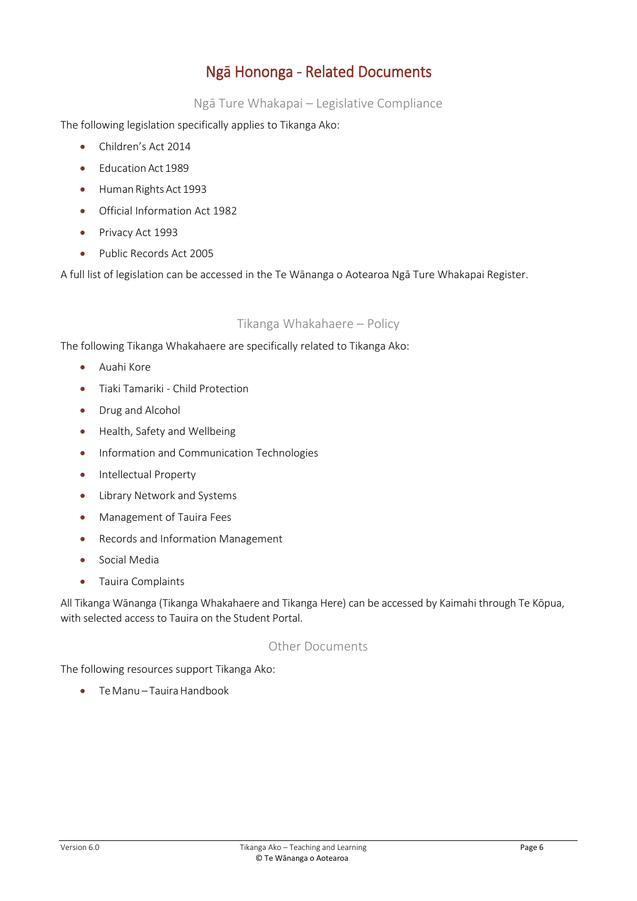# Ngā Hononga - Related Documents

## Ngā Ture Whakapai – Legislative Compliance

The following legislation specifically applies to Tikanga Ako:

- Children's Act 2014
- Education Act 1989
- Human Rights Act 1993
- Official Information Act 1982
- Privacy Act 1993
- Public Records Act 2005

A full list of legislation can be accessed in the Te Wānanga o Aotearoa Ngā Ture Whakapai Register.

## Tikanga Whakahaere – Policy

The following Tikanga Whakahaere are specifically related to Tikanga Ako:

- Auahi Kore
- Tiaki Tamariki - Child Protection
- Drug and Alcohol
- Health, Safety and Wellbeing
- Information and Communication Technologies
- Intellectual Property
- Library Network and Systems
- Management of Tauira Fees
- Records and Information Management
- Social Media
- Tauira Complaints

All Tikanga Wānanga (Tikanga Whakahaere and Tikanga Here) can be accessed by Kaimahi through Te Kōpua, with selected access to Tauira on the Student Portal.

## Other Documents

The following resources support Tikanga Ako:

- Te Manu – Tauira Handbook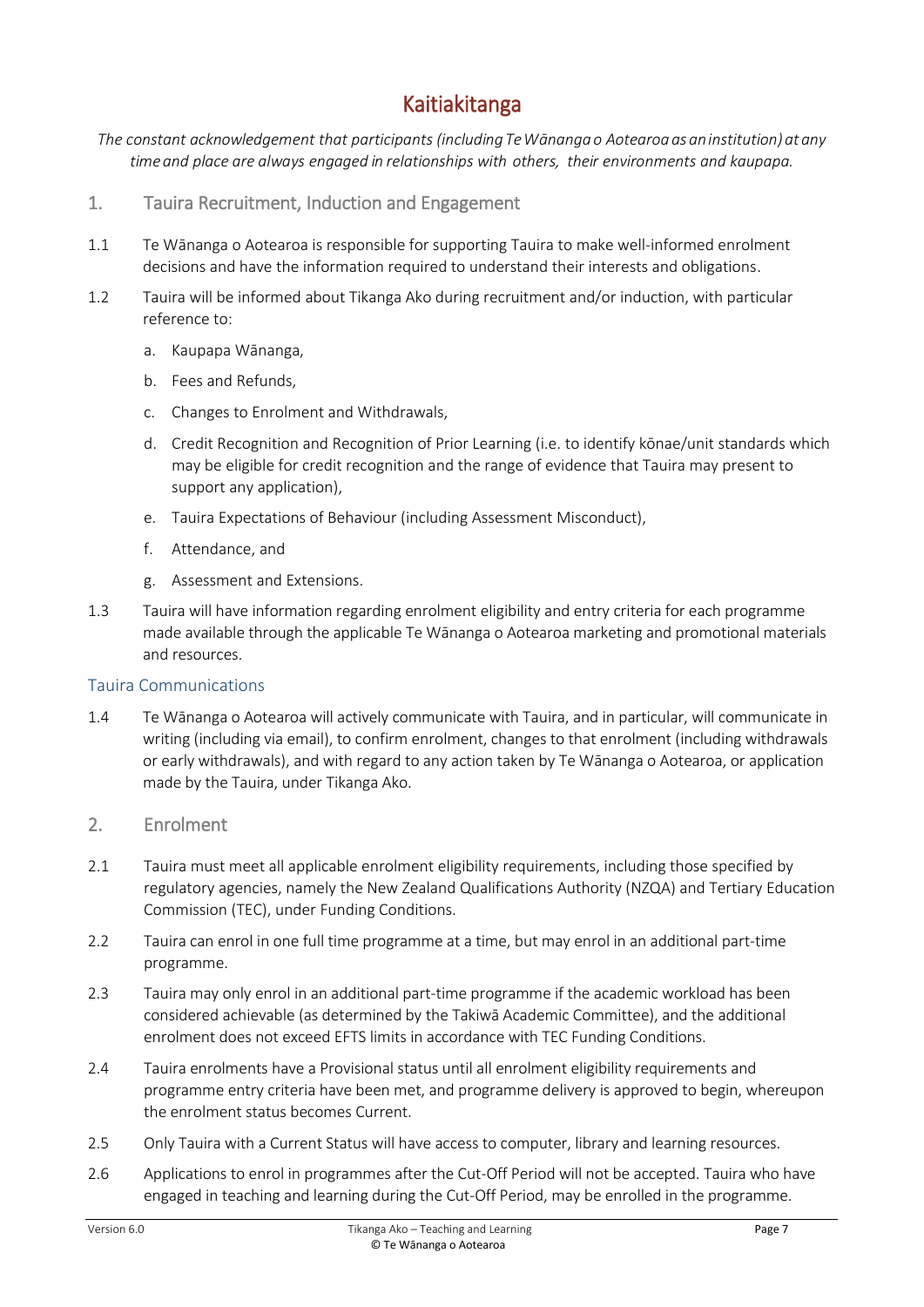# Kaitiakitanga

*The constant acknowledgement that participants (including Te Wānanga o Aotearoa as an institution) at any time and place are always engaged in relationships with others, their environments and kaupapa.*

## 1. Tauira Recruitment, Induction and Engagement

1.1 Te Wānanga o Aotearoa is responsible for supporting Tauira to make well-informed enrolment decisions and have the information required to understand their interests and obligations.

1.2 Tauira will be informed about Tikanga Ako during recruitment and/or induction, with particular reference to:

a. Kaupapa Wānanga,

b. Fees and Refunds,

c. Changes to Enrolment and Withdrawals,

d. Credit Recognition and Recognition of Prior Learning (i.e. to identify kōnae/unit standards which may be eligible for credit recognition and the range of evidence that Tauira may present to support any application),

e. Tauira Expectations of Behaviour (including Assessment Misconduct),

f. Attendance, and

g. Assessment and Extensions.

1.3 Tauira will have information regarding enrolment eligibility and entry criteria for each programme made available through the applicable Te Wānanga o Aotearoa marketing and promotional materials and resources.

### Tauira Communications

1.4 Te Wānanga o Aotearoa will actively communicate with Tauira, and in particular, will communicate in writing (including via email), to confirm enrolment, changes to that enrolment (including withdrawals or early withdrawals), and with regard to any action taken by Te Wānanga o Aotearoa, or application made by the Tauira, under Tikanga Ako.

## 2. Enrolment

2.1 Tauira must meet all applicable enrolment eligibility requirements, including those specified by regulatory agencies, namely the New Zealand Qualifications Authority (NZQA) and Tertiary Education Commission (TEC), under Funding Conditions.

2.2 Tauira can enrol in one full time programme at a time, but may enrol in an additional part-time programme.

2.3 Tauira may only enrol in an additional part-time programme if the academic workload has been considered achievable (as determined by the Takiwā Academic Committee), and the additional enrolment does not exceed EFTS limits in accordance with TEC Funding Conditions.

2.4 Tauira enrolments have a Provisional status until all enrolment eligibility requirements and programme entry criteria have been met, and programme delivery is approved to begin, whereupon the enrolment status becomes Current.

2.5 Only Tauira with a Current Status will have access to computer, library and learning resources.

2.6 Applications to enrol in programmes after the Cut-Off Period will not be accepted. Tauira who have engaged in teaching and learning during the Cut-Off Period, may be enrolled in the programme.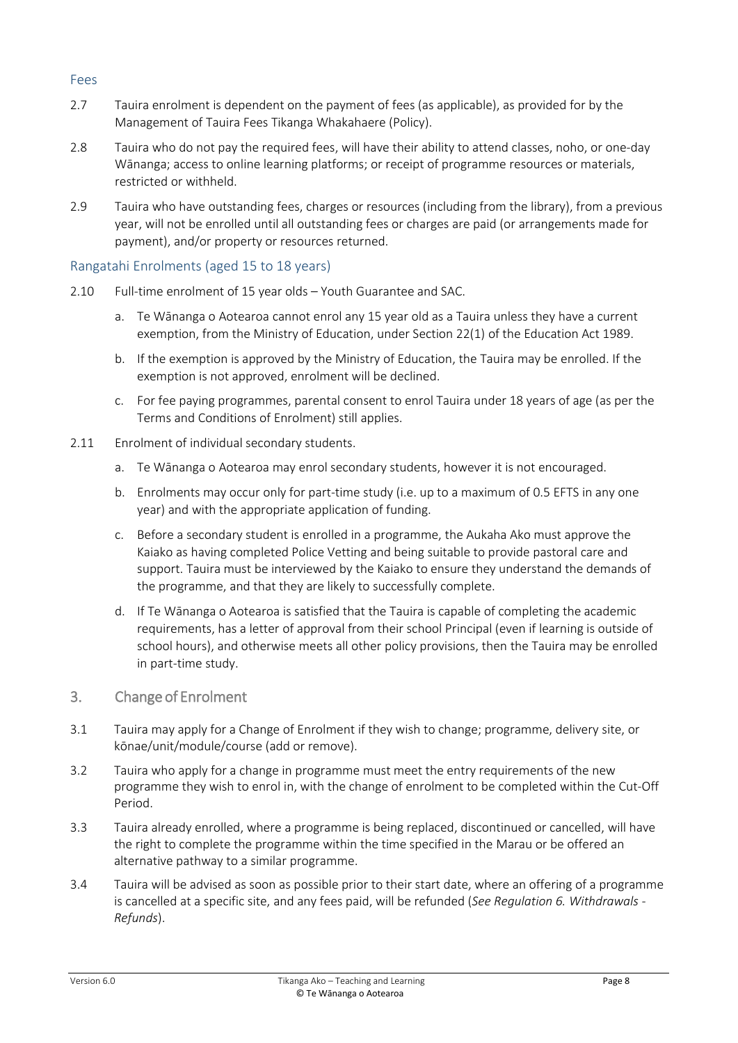### Fees

2.7 Tauira enrolment is dependent on the payment of fees (as applicable), as provided for by the Management of Tauira Fees Tikanga Whakahaere (Policy).

2.8 Tauira who do not pay the required fees, will have their ability to attend classes, noho, or one-day Wānanga; access to online learning platforms; or receipt of programme resources or materials, restricted or withheld.

2.9 Tauira who have outstanding fees, charges or resources (including from the library), from a previous year, will not be enrolled until all outstanding fees or charges are paid (or arrangements made for payment), and/or property or resources returned.

### Rangatahi Enrolments (aged 15 to 18 years)

2.10 Full-time enrolment of 15 year olds – Youth Guarantee and SAC.

a. Te Wānanga o Aotearoa cannot enrol any 15 year old as a Tauira unless they have a current exemption, from the Ministry of Education, under Section 22(1) of the Education Act 1989.

b. If the exemption is approved by the Ministry of Education, the Tauira may be enrolled. If the exemption is not approved, enrolment will be declined.

c. For fee paying programmes, parental consent to enrol Tauira under 18 years of age (as per the Terms and Conditions of Enrolment) still applies.

2.11 Enrolment of individual secondary students.

a. Te Wānanga o Aotearoa may enrol secondary students, however it is not encouraged.

b. Enrolments may occur only for part-time study (i.e. up to a maximum of 0.5 EFTS in any one year) and with the appropriate application of funding.

c. Before a secondary student is enrolled in a programme, the Aukaha Ako must approve the Kaiako as having completed Police Vetting and being suitable to provide pastoral care and support. Tauira must be interviewed by the Kaiako to ensure they understand the demands of the programme, and that they are likely to successfully complete.

d. If Te Wānanga o Aotearoa is satisfied that the Tauira is capable of completing the academic requirements, has a letter of approval from their school Principal (even if learning is outside of school hours), and otherwise meets all other policy provisions, then the Tauira may be enrolled in part-time study.

## 3. Change of Enrolment

3.1 Tauira may apply for a Change of Enrolment if they wish to change; programme, delivery site, or kōnae/unit/module/course (add or remove).

3.2 Tauira who apply for a change in programme must meet the entry requirements of the new programme they wish to enrol in, with the change of enrolment to be completed within the Cut-Off Period.

3.3 Tauira already enrolled, where a programme is being replaced, discontinued or cancelled, will have the right to complete the programme within the time specified in the Marau or be offered an alternative pathway to a similar programme.

3.4 Tauira will be advised as soon as possible prior to their start date, where an offering of a programme is cancelled at a specific site, and any fees paid, will be refunded (*See Regulation 6. Withdrawals - Refunds*).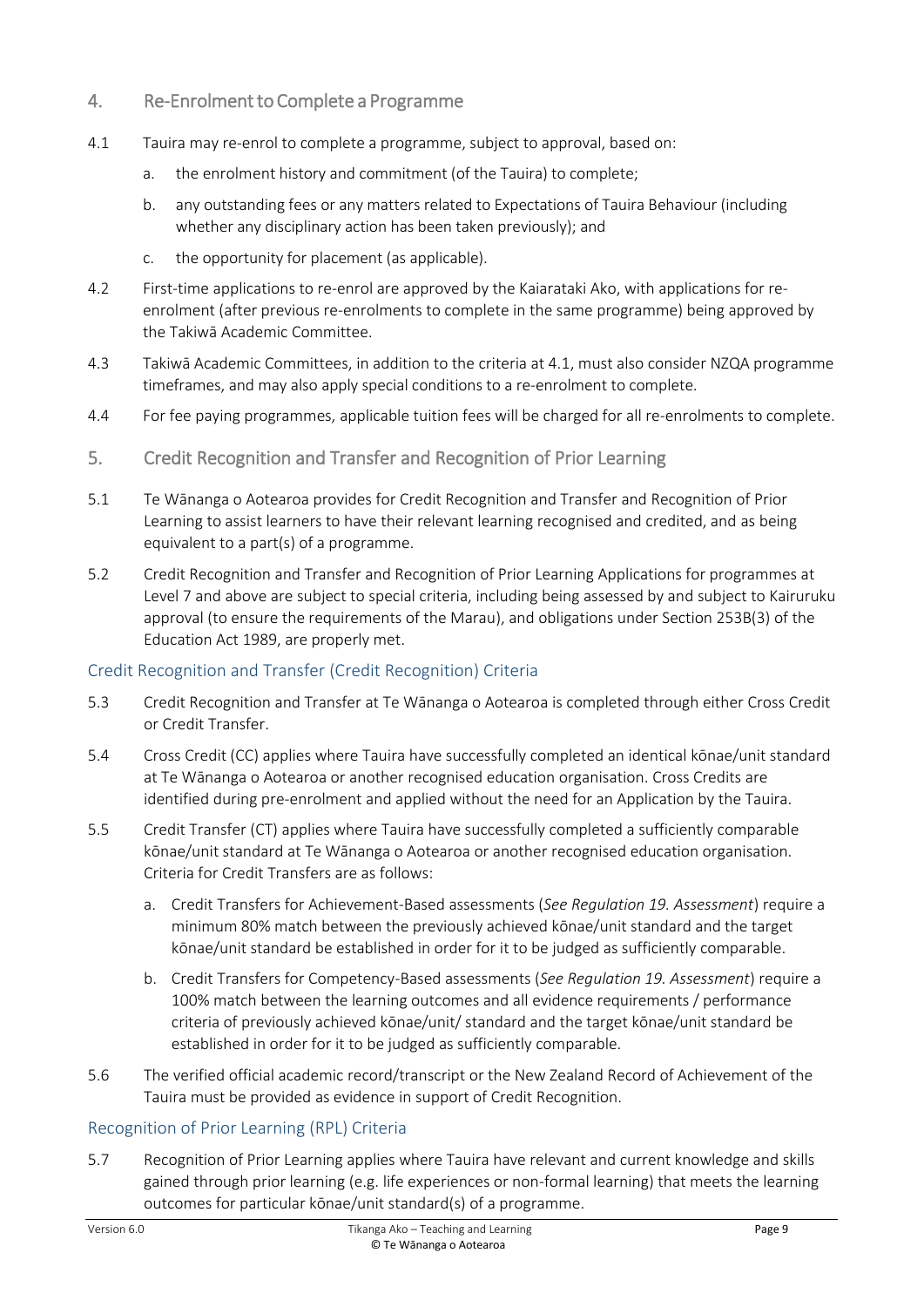## 4. Re-Enrolment to Complete a Programme

4.1 Tauira may re-enrol to complete a programme, subject to approval, based on:

a. the enrolment history and commitment (of the Tauira) to complete;

b. any outstanding fees or any matters related to Expectations of Tauira Behaviour (including whether any disciplinary action has been taken previously); and

c. the opportunity for placement (as applicable).

4.2 First-time applications to re-enrol are approved by the Kaiarataki Ako, with applications for re-enrolment (after previous re-enrolments to complete in the same programme) being approved by the Takiwā Academic Committee.

4.3 Takiwā Academic Committees, in addition to the criteria at 4.1, must also consider NZQA programme timeframes, and may also apply special conditions to a re-enrolment to complete.

4.4 For fee paying programmes, applicable tuition fees will be charged for all re-enrolments to complete.

## 5. Credit Recognition and Transfer and Recognition of Prior Learning

5.1 Te Wānanga o Aotearoa provides for Credit Recognition and Transfer and Recognition of Prior Learning to assist learners to have their relevant learning recognised and credited, and as being equivalent to a part(s) of a programme.

5.2 Credit Recognition and Transfer and Recognition of Prior Learning Applications for programmes at Level 7 and above are subject to special criteria, including being assessed by and subject to Kairuruku approval (to ensure the requirements of the Marau), and obligations under Section 253B(3) of the Education Act 1989, are properly met.

### Credit Recognition and Transfer (Credit Recognition) Criteria

5.3 Credit Recognition and Transfer at Te Wānanga o Aotearoa is completed through either Cross Credit or Credit Transfer.

5.4 Cross Credit (CC) applies where Tauira have successfully completed an identical kōnae/unit standard at Te Wānanga o Aotearoa or another recognised education organisation. Cross Credits are identified during pre-enrolment and applied without the need for an Application by the Tauira.

5.5 Credit Transfer (CT) applies where Tauira have successfully completed a sufficiently comparable kōnae/unit standard at Te Wānanga o Aotearoa or another recognised education organisation. Criteria for Credit Transfers are as follows:

a. Credit Transfers for Achievement-Based assessments (*See Regulation 19. Assessment*) require a minimum 80% match between the previously achieved kōnae/unit standard and the target kōnae/unit standard be established in order for it to be judged as sufficiently comparable.

b. Credit Transfers for Competency-Based assessments (*See Regulation 19. Assessment*) require a 100% match between the learning outcomes and all evidence requirements / performance criteria of previously achieved kōnae/unit/ standard and the target kōnae/unit standard be established in order for it to be judged as sufficiently comparable.

5.6 The verified official academic record/transcript or the New Zealand Record of Achievement of the Tauira must be provided as evidence in support of Credit Recognition.

### Recognition of Prior Learning (RPL) Criteria

5.7 Recognition of Prior Learning applies where Tauira have relevant and current knowledge and skills gained through prior learning (e.g. life experiences or non-formal learning) that meets the learning outcomes for particular kōnae/unit standard(s) of a programme.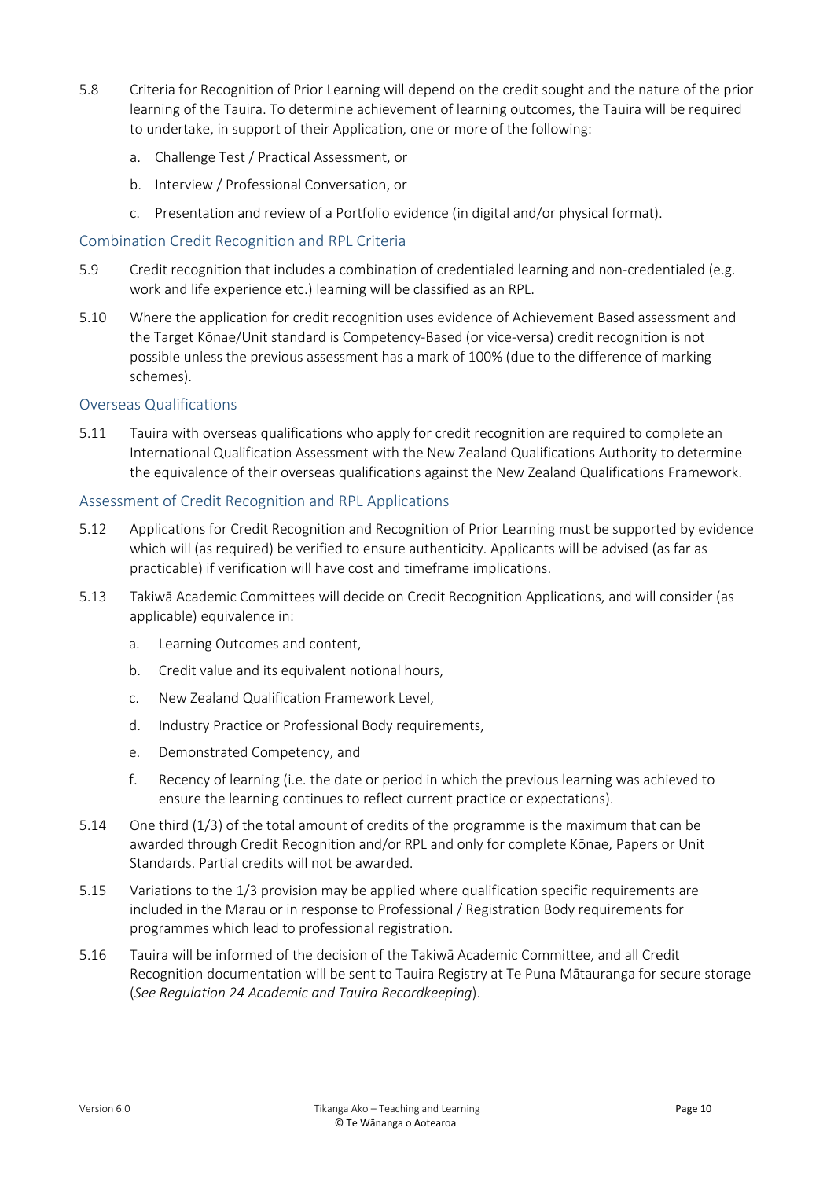5.8 Criteria for Recognition of Prior Learning will depend on the credit sought and the nature of the prior learning of the Tauira. To determine achievement of learning outcomes, the Tauira will be required to undertake, in support of their Application, one or more of the following:

a. Challenge Test / Practical Assessment, or

b. Interview / Professional Conversation, or

c. Presentation and review of a Portfolio evidence (in digital and/or physical format).

### Combination Credit Recognition and RPL Criteria

5.9 Credit recognition that includes a combination of credentialed learning and non-credentialed (e.g. work and life experience etc.) learning will be classified as an RPL.

5.10 Where the application for credit recognition uses evidence of Achievement Based assessment and the Target Kōnae/Unit standard is Competency-Based (or vice-versa) credit recognition is not possible unless the previous assessment has a mark of 100% (due to the difference of marking schemes).

### Overseas Qualifications

5.11 Tauira with overseas qualifications who apply for credit recognition are required to complete an International Qualification Assessment with the New Zealand Qualifications Authority to determine the equivalence of their overseas qualifications against the New Zealand Qualifications Framework.

### Assessment of Credit Recognition and RPL Applications

5.12 Applications for Credit Recognition and Recognition of Prior Learning must be supported by evidence which will (as required) be verified to ensure authenticity. Applicants will be advised (as far as practicable) if verification will have cost and timeframe implications.

5.13 Takiwā Academic Committees will decide on Credit Recognition Applications, and will consider (as applicable) equivalence in:

a. Learning Outcomes and content,

b. Credit value and its equivalent notional hours,

c. New Zealand Qualification Framework Level,

d. Industry Practice or Professional Body requirements,

e. Demonstrated Competency, and

f. Recency of learning (i.e. the date or period in which the previous learning was achieved to ensure the learning continues to reflect current practice or expectations).

5.14 One third (1/3) of the total amount of credits of the programme is the maximum that can be awarded through Credit Recognition and/or RPL and only for complete Kōnae, Papers or Unit Standards. Partial credits will not be awarded.

5.15 Variations to the 1/3 provision may be applied where qualification specific requirements are included in the Marau or in response to Professional / Registration Body requirements for programmes which lead to professional registration.

5.16 Tauira will be informed of the decision of the Takiwā Academic Committee, and all Credit Recognition documentation will be sent to Tauira Registry at Te Puna Mātauranga for secure storage (*See Regulation 24 Academic and Tauira Recordkeeping*).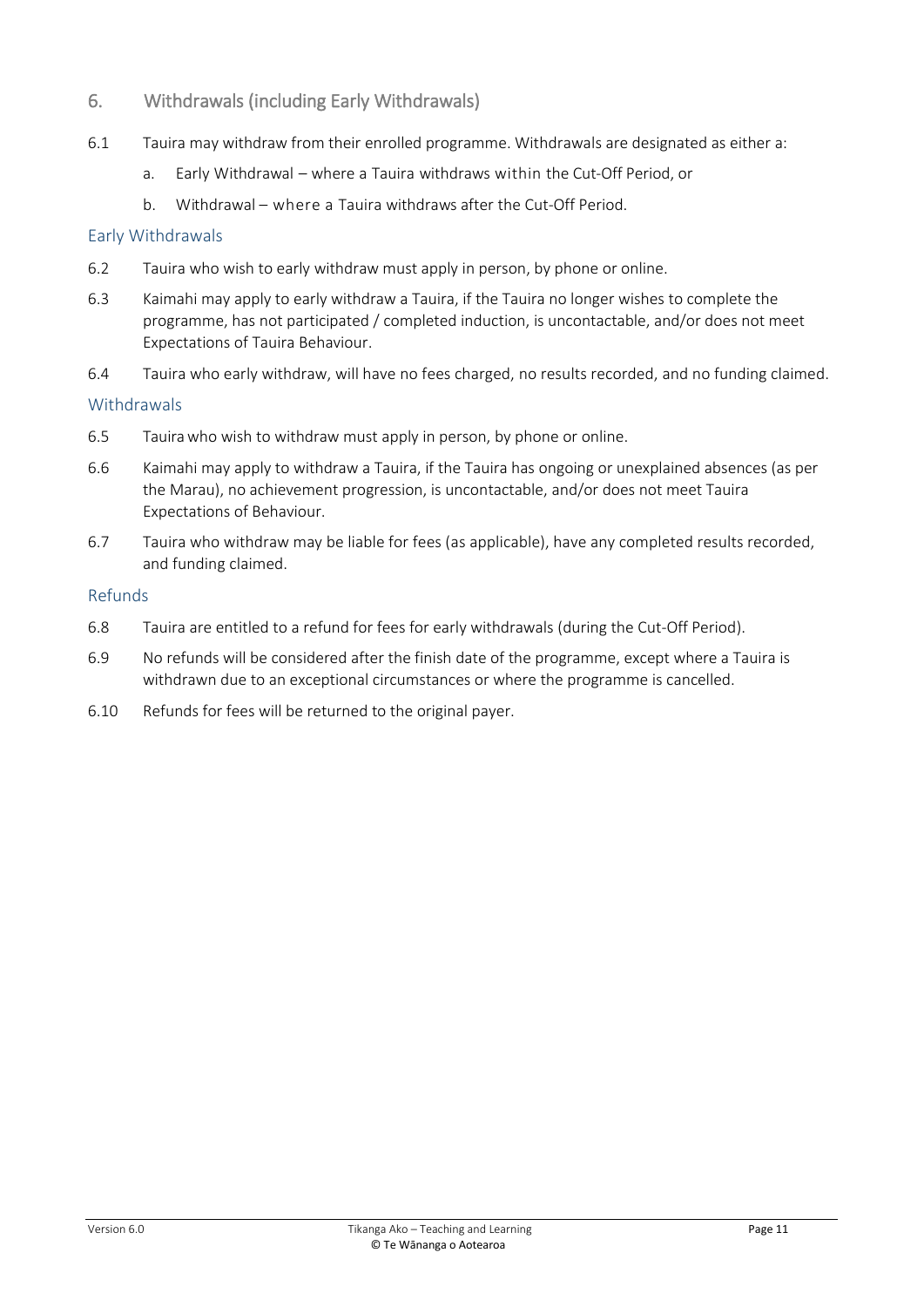## 6. Withdrawals (including Early Withdrawals)

6.1 Tauira may withdraw from their enrolled programme. Withdrawals are designated as either a:

a. Early Withdrawal – where a Tauira withdraws within the Cut-Off Period, or

b. Withdrawal – where a Tauira withdraws after the Cut-Off Period.

### Early Withdrawals

6.2 Tauira who wish to early withdraw must apply in person, by phone or online.

6.3 Kaimahi may apply to early withdraw a Tauira, if the Tauira no longer wishes to complete the programme, has not participated / completed induction, is uncontactable, and/or does not meet Expectations of Tauira Behaviour.

6.4 Tauira who early withdraw, will have no fees charged, no results recorded, and no funding claimed.

### Withdrawals

6.5 Tauira who wish to withdraw must apply in person, by phone or online.

6.6 Kaimahi may apply to withdraw a Tauira, if the Tauira has ongoing or unexplained absences (as per the Marau), no achievement progression, is uncontactable, and/or does not meet Tauira Expectations of Behaviour.

6.7 Tauira who withdraw may be liable for fees (as applicable), have any completed results recorded, and funding claimed.

### Refunds

6.8 Tauira are entitled to a refund for fees for early withdrawals (during the Cut-Off Period).

6.9 No refunds will be considered after the finish date of the programme, except where a Tauira is withdrawn due to an exceptional circumstances or where the programme is cancelled.

6.10 Refunds for fees will be returned to the original payer.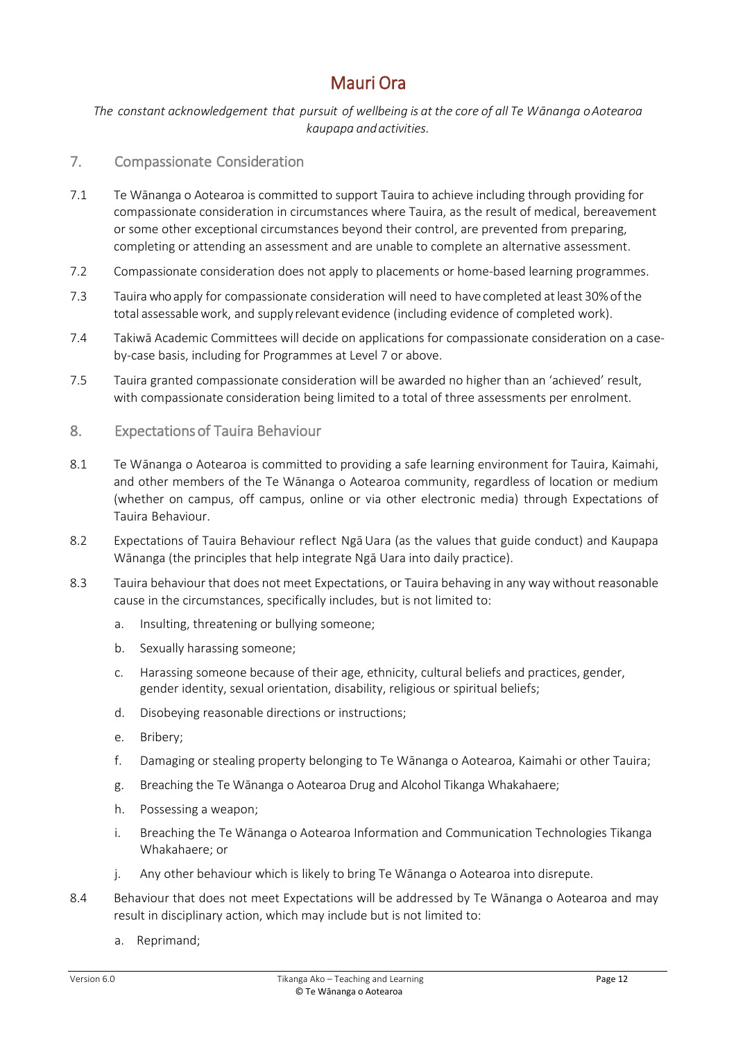# Mauri Ora

*The constant acknowledgement that pursuit of wellbeing is at the core of all Te Wānanga o Aotearoa kaupapa and activities.*

## 7. Compassionate Consideration

7.1 Te Wānanga o Aotearoa is committed to support Tauira to achieve including through providing for compassionate consideration in circumstances where Tauira, as the result of medical, bereavement or some other exceptional circumstances beyond their control, are prevented from preparing, completing or attending an assessment and are unable to complete an alternative assessment.

7.2 Compassionate consideration does not apply to placements or home-based learning programmes.

7.3 Tauira who apply for compassionate consideration will need to have completed at least 30% of the total assessable work, and supply relevant evidence (including evidence of completed work).

7.4 Takiwā Academic Committees will decide on applications for compassionate consideration on a case-by-case basis, including for Programmes at Level 7 or above.

7.5 Tauira granted compassionate consideration will be awarded no higher than an 'achieved' result, with compassionate consideration being limited to a total of three assessments per enrolment.

## 8. Expectations of Tauira Behaviour

8.1 Te Wānanga o Aotearoa is committed to providing a safe learning environment for Tauira, Kaimahi, and other members of the Te Wānanga o Aotearoa community, regardless of location or medium (whether on campus, off campus, online or via other electronic media) through Expectations of Tauira Behaviour.

8.2 Expectations of Tauira Behaviour reflect Ngā Uara (as the values that guide conduct) and Kaupapa Wānanga (the principles that help integrate Ngā Uara into daily practice).

8.3 Tauira behaviour that does not meet Expectations, or Tauira behaving in any way without reasonable cause in the circumstances, specifically includes, but is not limited to:

a. Insulting, threatening or bullying someone;

b. Sexually harassing someone;

c. Harassing someone because of their age, ethnicity, cultural beliefs and practices, gender, gender identity, sexual orientation, disability, religious or spiritual beliefs;

d. Disobeying reasonable directions or instructions;

e. Bribery;

f. Damaging or stealing property belonging to Te Wānanga o Aotearoa, Kaimahi or other Tauira;

g. Breaching the Te Wānanga o Aotearoa Drug and Alcohol Tikanga Whakahaere;

h. Possessing a weapon;

i. Breaching the Te Wānanga o Aotearoa Information and Communication Technologies Tikanga Whakahaere; or

j. Any other behaviour which is likely to bring Te Wānanga o Aotearoa into disrepute.

8.4 Behaviour that does not meet Expectations will be addressed by Te Wānanga o Aotearoa and may result in disciplinary action, which may include but is not limited to:

a. Reprimand;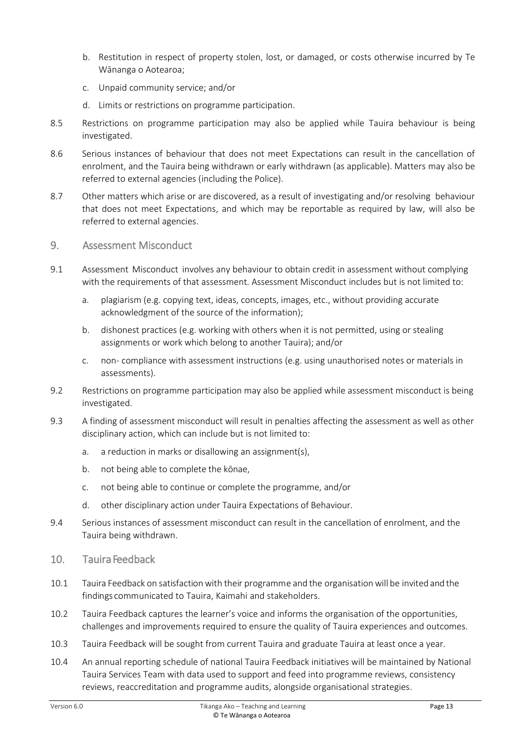b. Restitution in respect of property stolen, lost, or damaged, or costs otherwise incurred by Te Wānanga o Aotearoa;

c. Unpaid community service; and/or

d. Limits or restrictions on programme participation.

8.5 Restrictions on programme participation may also be applied while Tauira behaviour is being investigated.

8.6 Serious instances of behaviour that does not meet Expectations can result in the cancellation of enrolment, and the Tauira being withdrawn or early withdrawn (as applicable). Matters may also be referred to external agencies (including the Police).

8.7 Other matters which arise or are discovered, as a result of investigating and/or resolving behaviour that does not meet Expectations, and which may be reportable as required by law, will also be referred to external agencies.

## 9. Assessment Misconduct

9.1 Assessment Misconduct involves any behaviour to obtain credit in assessment without complying with the requirements of that assessment. Assessment Misconduct includes but is not limited to:

a. plagiarism (e.g. copying text, ideas, concepts, images, etc., without providing accurate acknowledgment of the source of the information);

b. dishonest practices (e.g. working with others when it is not permitted, using or stealing assignments or work which belong to another Tauira); and/or

c. non- compliance with assessment instructions (e.g. using unauthorised notes or materials in assessments).

9.2 Restrictions on programme participation may also be applied while assessment misconduct is being investigated.

9.3 A finding of assessment misconduct will result in penalties affecting the assessment as well as other disciplinary action, which can include but is not limited to:

a. a reduction in marks or disallowing an assignment(s),

b. not being able to complete the kōnae,

c. not being able to continue or complete the programme, and/or

d. other disciplinary action under Tauira Expectations of Behaviour.

9.4 Serious instances of assessment misconduct can result in the cancellation of enrolment, and the Tauira being withdrawn.

## 10. Tauira Feedback

10.1 Tauira Feedback on satisfaction with their programme and the organisation will be invited and the findings communicated to Tauira, Kaimahi and stakeholders.

10.2 Tauira Feedback captures the learner's voice and informs the organisation of the opportunities, challenges and improvements required to ensure the quality of Tauira experiences and outcomes.

10.3 Tauira Feedback will be sought from current Tauira and graduate Tauira at least once a year.

10.4 An annual reporting schedule of national Tauira Feedback initiatives will be maintained by National Tauira Services Team with data used to support and feed into programme reviews, consistency reviews, reaccreditation and programme audits, alongside organisational strategies.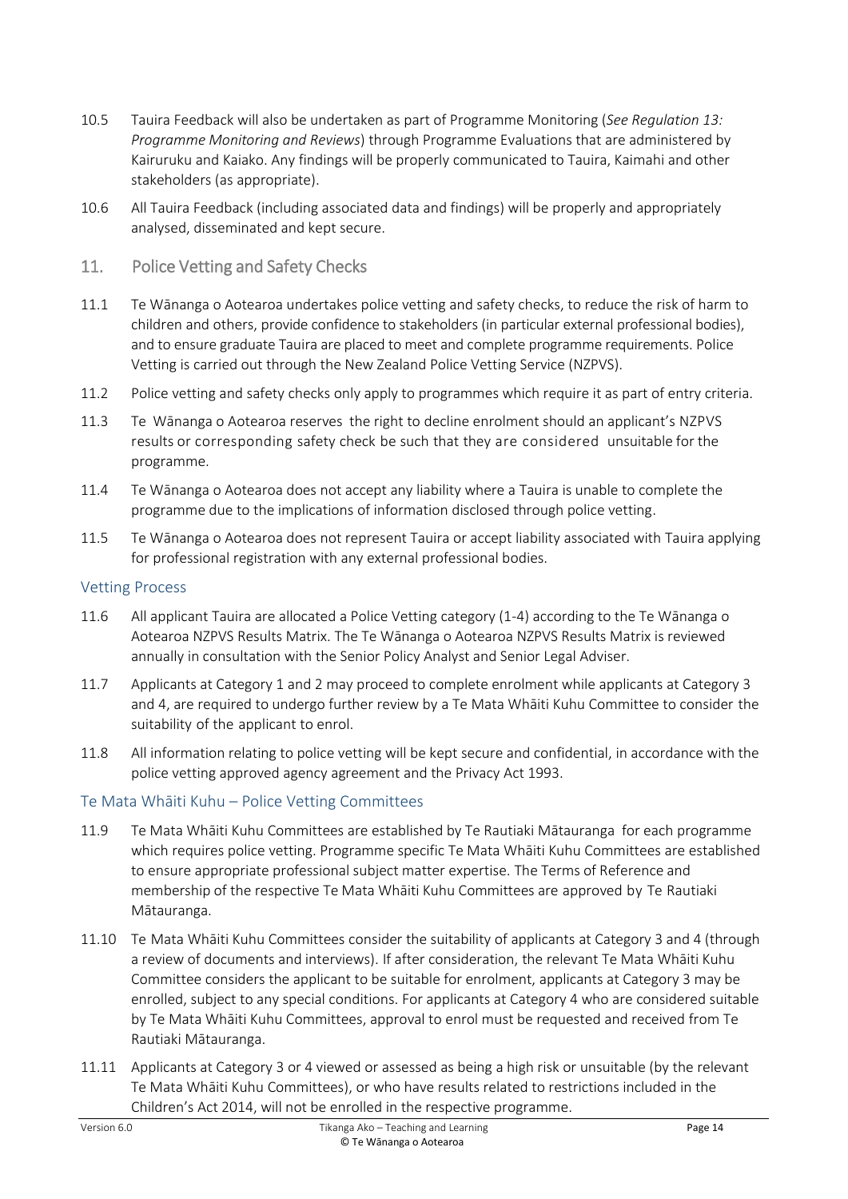10.5 Tauira Feedback will also be undertaken as part of Programme Monitoring (*See Regulation 13: Programme Monitoring and Reviews*) through Programme Evaluations that are administered by Kairuruku and Kaiako. Any findings will be properly communicated to Tauira, Kaimahi and other stakeholders (as appropriate).

10.6 All Tauira Feedback (including associated data and findings) will be properly and appropriately analysed, disseminated and kept secure.

## 11. Police Vetting and Safety Checks

11.1 Te Wānanga o Aotearoa undertakes police vetting and safety checks, to reduce the risk of harm to children and others, provide confidence to stakeholders (in particular external professional bodies), and to ensure graduate Tauira are placed to meet and complete programme requirements. Police Vetting is carried out through the New Zealand Police Vetting Service (NZPVS).

11.2 Police vetting and safety checks only apply to programmes which require it as part of entry criteria.

11.3 Te Wānanga o Aotearoa reserves the right to decline enrolment should an applicant's NZPVS results or corresponding safety check be such that they are considered unsuitable for the programme.

11.4 Te Wānanga o Aotearoa does not accept any liability where a Tauira is unable to complete the programme due to the implications of information disclosed through police vetting.

11.5 Te Wānanga o Aotearoa does not represent Tauira or accept liability associated with Tauira applying for professional registration with any external professional bodies.

### Vetting Process

11.6 All applicant Tauira are allocated a Police Vetting category (1-4) according to the Te Wānanga o Aotearoa NZPVS Results Matrix. The Te Wānanga o Aotearoa NZPVS Results Matrix is reviewed annually in consultation with the Senior Policy Analyst and Senior Legal Adviser.

11.7 Applicants at Category 1 and 2 may proceed to complete enrolment while applicants at Category 3 and 4, are required to undergo further review by a Te Mata Whāiti Kuhu Committee to consider the suitability of the applicant to enrol.

11.8 All information relating to police vetting will be kept secure and confidential, in accordance with the police vetting approved agency agreement and the Privacy Act 1993.

### Te Mata Whāiti Kuhu – Police Vetting Committees

11.9 Te Mata Whāiti Kuhu Committees are established by Te Rautiaki Mātauranga for each programme which requires police vetting. Programme specific Te Mata Whāiti Kuhu Committees are established to ensure appropriate professional subject matter expertise. The Terms of Reference and membership of the respective Te Mata Whāiti Kuhu Committees are approved by Te Rautiaki Mātauranga.

11.10 Te Mata Whāiti Kuhu Committees consider the suitability of applicants at Category 3 and 4 (through a review of documents and interviews). If after consideration, the relevant Te Mata Whāiti Kuhu Committee considers the applicant to be suitable for enrolment, applicants at Category 3 may be enrolled, subject to any special conditions. For applicants at Category 4 who are considered suitable by Te Mata Whāiti Kuhu Committees, approval to enrol must be requested and received from Te Rautiaki Mātauranga.

11.11 Applicants at Category 3 or 4 viewed or assessed as being a high risk or unsuitable (by the relevant Te Mata Whāiti Kuhu Committees), or who have results related to restrictions included in the Children's Act 2014, will not be enrolled in the respective programme.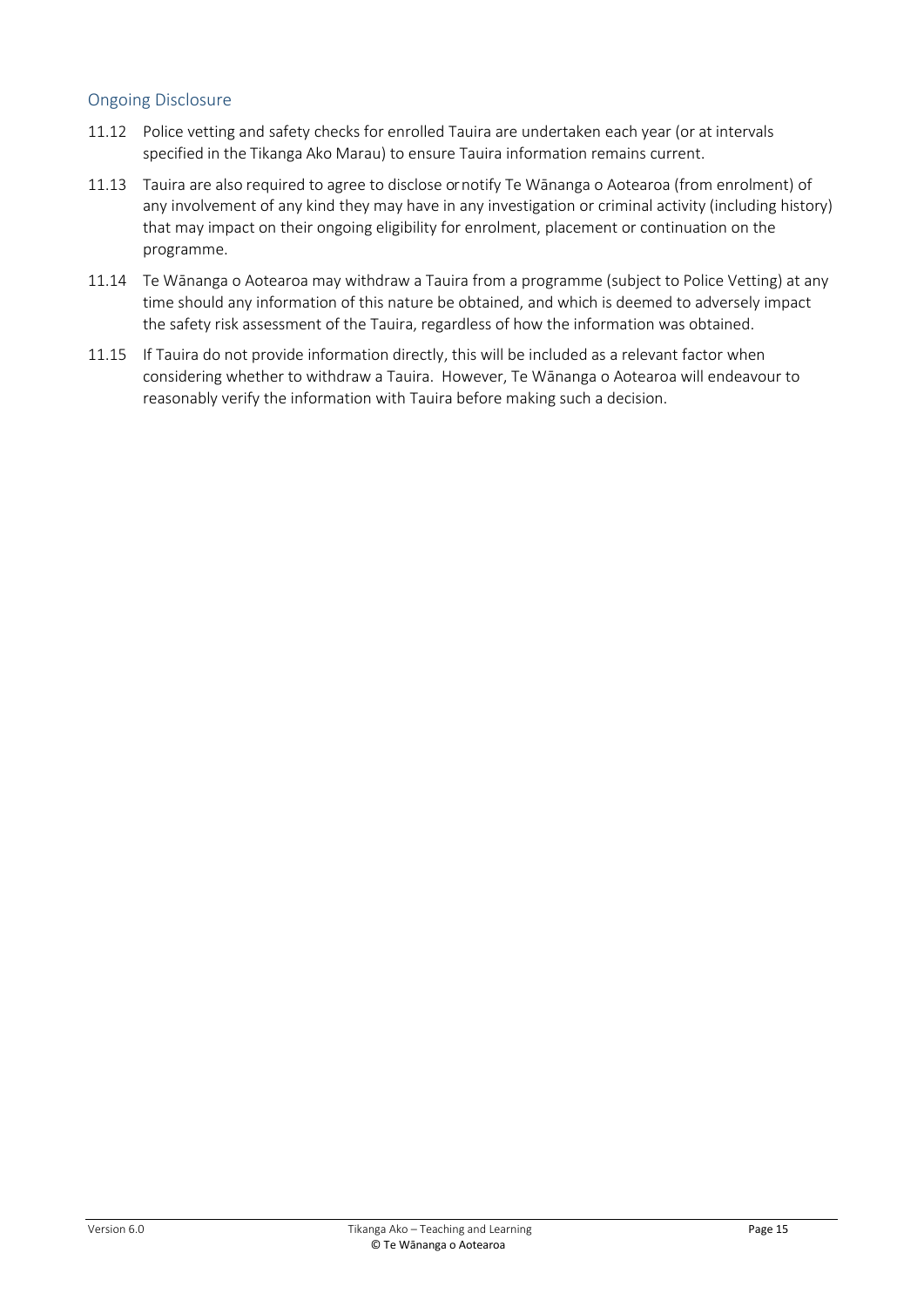## Ongoing Disclosure

11.12 Police vetting and safety checks for enrolled Tauira are undertaken each year (or at intervals specified in the Tikanga Ako Marau) to ensure Tauira information remains current.

11.13 Tauira are also required to agree to disclose or notify Te Wānanga o Aotearoa (from enrolment) of any involvement of any kind they may have in any investigation or criminal activity (including history) that may impact on their ongoing eligibility for enrolment, placement or continuation on the programme.

11.14 Te Wānanga o Aotearoa may withdraw a Tauira from a programme (subject to Police Vetting) at any time should any information of this nature be obtained, and which is deemed to adversely impact the safety risk assessment of the Tauira, regardless of how the information was obtained.

11.15 If Tauira do not provide information directly, this will be included as a relevant factor when considering whether to withdraw a Tauira. However, Te Wānanga o Aotearoa will endeavour to reasonably verify the information with Tauira before making such a decision.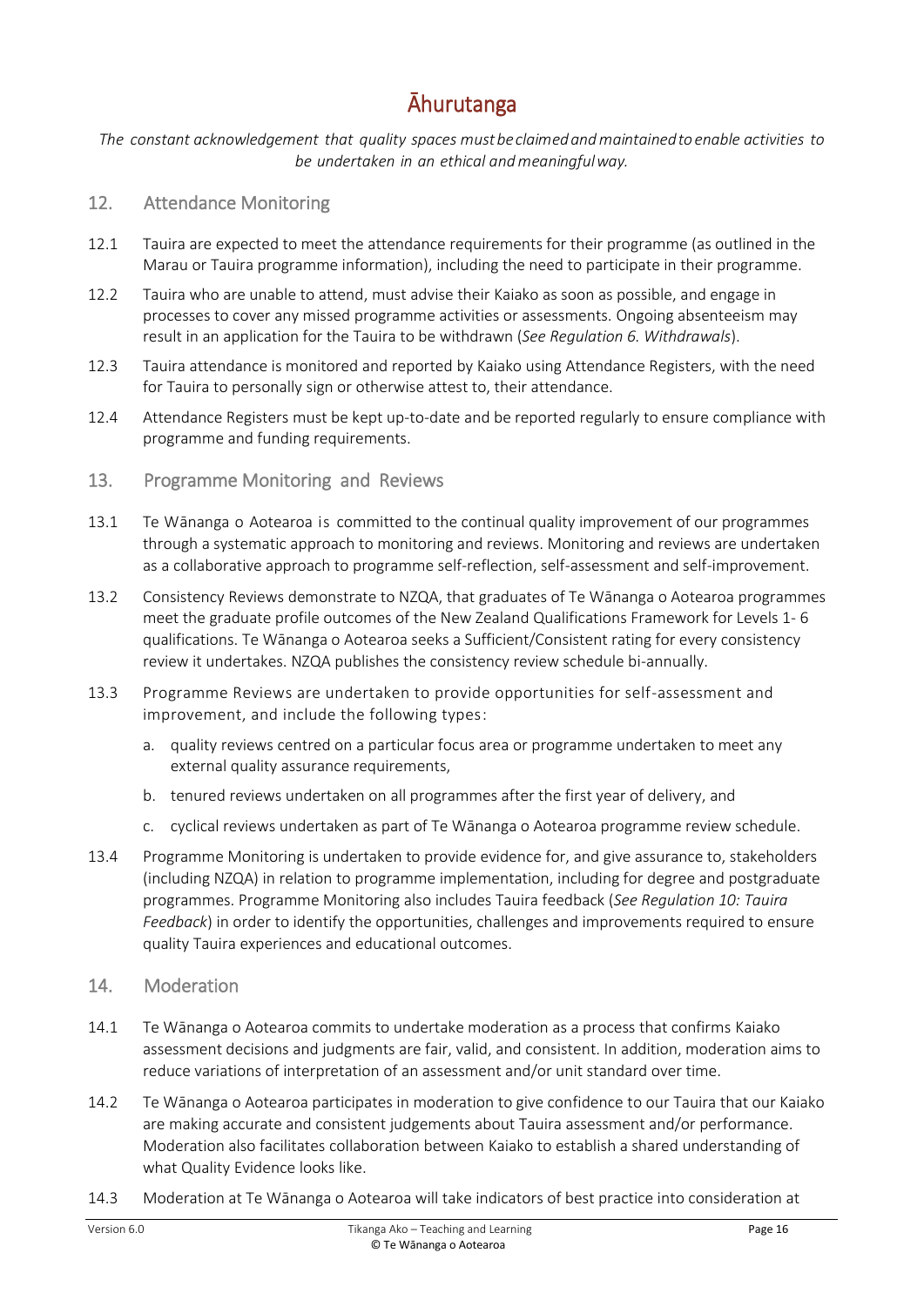# Āhurutanga

*The constant acknowledgement that quality spaces must be claimed and maintained to enable activities to be undertaken in an ethical and meaningful way.*

## 12. Attendance Monitoring

12.1 Tauira are expected to meet the attendance requirements for their programme (as outlined in the Marau or Tauira programme information), including the need to participate in their programme.

12.2 Tauira who are unable to attend, must advise their Kaiako as soon as possible, and engage in processes to cover any missed programme activities or assessments. Ongoing absenteeism may result in an application for the Tauira to be withdrawn (*See Regulation 6. Withdrawals*).

12.3 Tauira attendance is monitored and reported by Kaiako using Attendance Registers, with the need for Tauira to personally sign or otherwise attest to, their attendance.

12.4 Attendance Registers must be kept up-to-date and be reported regularly to ensure compliance with programme and funding requirements.

## 13. Programme Monitoring and Reviews

13.1 Te Wānanga o Aotearoa is committed to the continual quality improvement of our programmes through a systematic approach to monitoring and reviews. Monitoring and reviews are undertaken as a collaborative approach to programme self-reflection, self-assessment and self-improvement.

13.2 Consistency Reviews demonstrate to NZQA, that graduates of Te Wānanga o Aotearoa programmes meet the graduate profile outcomes of the New Zealand Qualifications Framework for Levels 1- 6 qualifications. Te Wānanga o Aotearoa seeks a Sufficient/Consistent rating for every consistency review it undertakes. NZQA publishes the consistency review schedule bi-annually.

13.3 Programme Reviews are undertaken to provide opportunities for self-assessment and improvement, and include the following types:

a. quality reviews centred on a particular focus area or programme undertaken to meet any external quality assurance requirements,

b. tenured reviews undertaken on all programmes after the first year of delivery, and

c. cyclical reviews undertaken as part of Te Wānanga o Aotearoa programme review schedule.

13.4 Programme Monitoring is undertaken to provide evidence for, and give assurance to, stakeholders (including NZQA) in relation to programme implementation, including for degree and postgraduate programmes. Programme Monitoring also includes Tauira feedback (*See Regulation 10: Tauira Feedback*) in order to identify the opportunities, challenges and improvements required to ensure quality Tauira experiences and educational outcomes.

## 14. Moderation

14.1 Te Wānanga o Aotearoa commits to undertake moderation as a process that confirms Kaiako assessment decisions and judgments are fair, valid, and consistent. In addition, moderation aims to reduce variations of interpretation of an assessment and/or unit standard over time.

14.2 Te Wānanga o Aotearoa participates in moderation to give confidence to our Tauira that our Kaiako are making accurate and consistent judgements about Tauira assessment and/or performance. Moderation also facilitates collaboration between Kaiako to establish a shared understanding of what Quality Evidence looks like.

14.3 Moderation at Te Wānanga o Aotearoa will take indicators of best practice into consideration at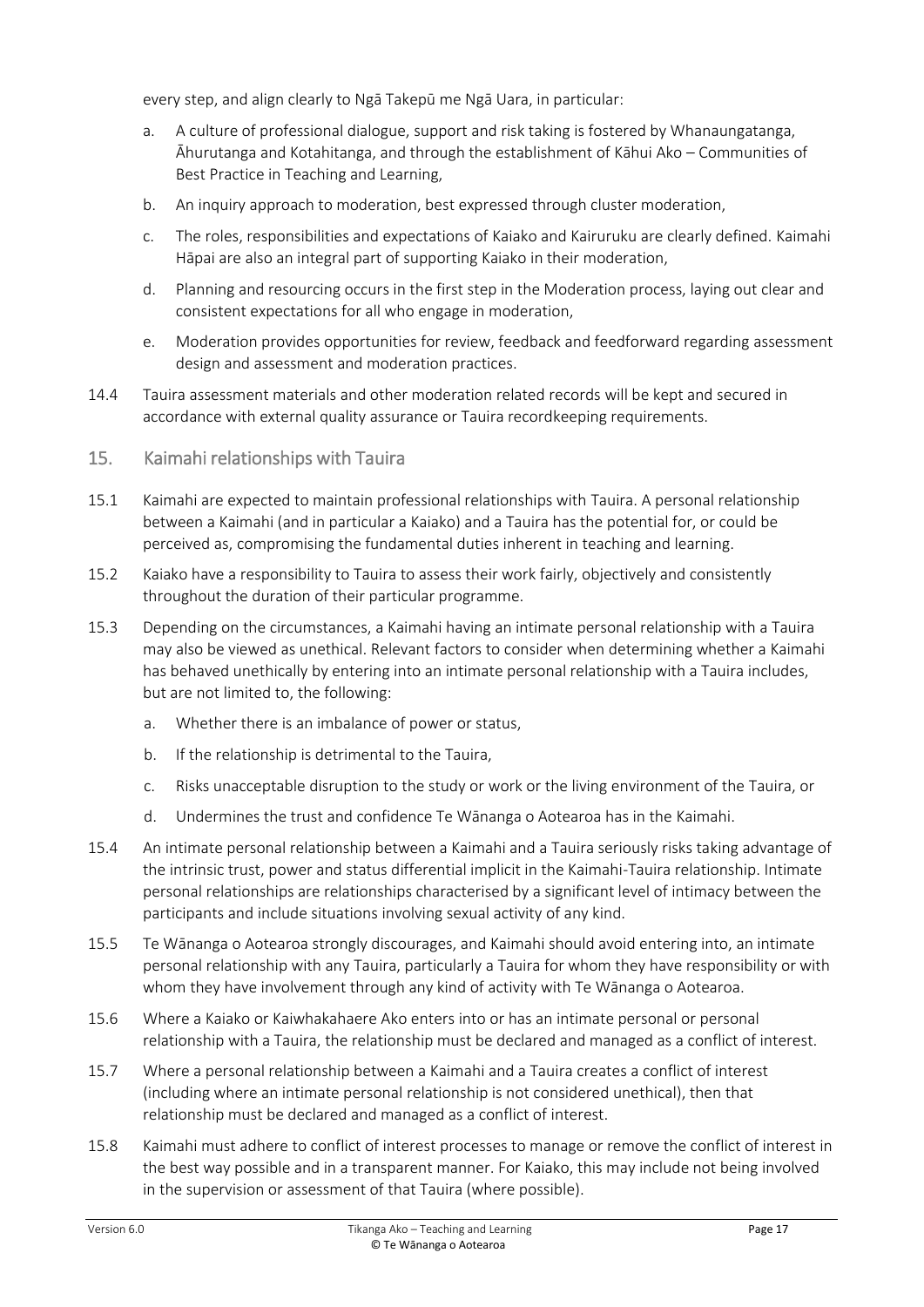every step, and align clearly to Ngā Takepū me Ngā Uara, in particular:

a. A culture of professional dialogue, support and risk taking is fostered by Whanaungatanga, Āhurutanga and Kotahitanga, and through the establishment of Kāhui Ako – Communities of Best Practice in Teaching and Learning,

b. An inquiry approach to moderation, best expressed through cluster moderation,

c. The roles, responsibilities and expectations of Kaiako and Kairuruku are clearly defined. Kaimahi Hāpai are also an integral part of supporting Kaiako in their moderation,

d. Planning and resourcing occurs in the first step in the Moderation process, laying out clear and consistent expectations for all who engage in moderation,

e. Moderation provides opportunities for review, feedback and feedforward regarding assessment design and assessment and moderation practices.

14.4 Tauira assessment materials and other moderation related records will be kept and secured in accordance with external quality assurance or Tauira recordkeeping requirements.

## 15. Kaimahi relationships with Tauira

15.1 Kaimahi are expected to maintain professional relationships with Tauira. A personal relationship between a Kaimahi (and in particular a Kaiako) and a Tauira has the potential for, or could be perceived as, compromising the fundamental duties inherent in teaching and learning.

15.2 Kaiako have a responsibility to Tauira to assess their work fairly, objectively and consistently throughout the duration of their particular programme.

15.3 Depending on the circumstances, a Kaimahi having an intimate personal relationship with a Tauira may also be viewed as unethical. Relevant factors to consider when determining whether a Kaimahi has behaved unethically by entering into an intimate personal relationship with a Tauira includes, but are not limited to, the following:

a. Whether there is an imbalance of power or status,

b. If the relationship is detrimental to the Tauira,

c. Risks unacceptable disruption to the study or work or the living environment of the Tauira, or

d. Undermines the trust and confidence Te Wānanga o Aotearoa has in the Kaimahi.

15.4 An intimate personal relationship between a Kaimahi and a Tauira seriously risks taking advantage of the intrinsic trust, power and status differential implicit in the Kaimahi-Tauira relationship. Intimate personal relationships are relationships characterised by a significant level of intimacy between the participants and include situations involving sexual activity of any kind.

15.5 Te Wānanga o Aotearoa strongly discourages, and Kaimahi should avoid entering into, an intimate personal relationship with any Tauira, particularly a Tauira for whom they have responsibility or with whom they have involvement through any kind of activity with Te Wānanga o Aotearoa.

15.6 Where a Kaiako or Kaiwhakahaere Ako enters into or has an intimate personal or personal relationship with a Tauira, the relationship must be declared and managed as a conflict of interest.

15.7 Where a personal relationship between a Kaimahi and a Tauira creates a conflict of interest (including where an intimate personal relationship is not considered unethical), then that relationship must be declared and managed as a conflict of interest.

15.8 Kaimahi must adhere to conflict of interest processes to manage or remove the conflict of interest in the best way possible and in a transparent manner. For Kaiako, this may include not being involved in the supervision or assessment of that Tauira (where possible).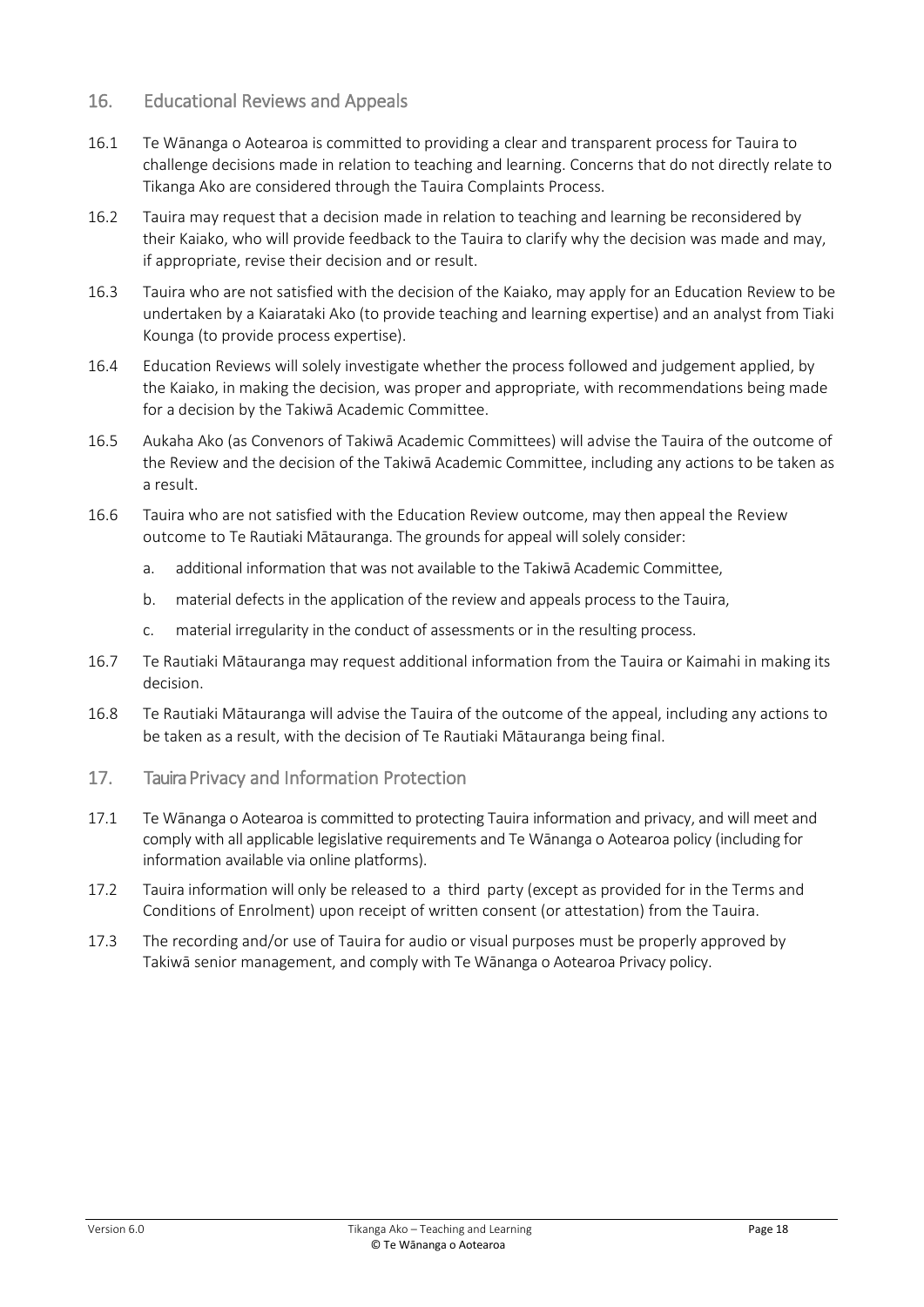## 16. Educational Reviews and Appeals

16.1 Te Wānanga o Aotearoa is committed to providing a clear and transparent process for Tauira to challenge decisions made in relation to teaching and learning. Concerns that do not directly relate to Tikanga Ako are considered through the Tauira Complaints Process.

16.2 Tauira may request that a decision made in relation to teaching and learning be reconsidered by their Kaiako, who will provide feedback to the Tauira to clarify why the decision was made and may, if appropriate, revise their decision and or result.

16.3 Tauira who are not satisfied with the decision of the Kaiako, may apply for an Education Review to be undertaken by a Kaiarataki Ako (to provide teaching and learning expertise) and an analyst from Tiaki Kounga (to provide process expertise).

16.4 Education Reviews will solely investigate whether the process followed and judgement applied, by the Kaiako, in making the decision, was proper and appropriate, with recommendations being made for a decision by the Takiwā Academic Committee.

16.5 Aukaha Ako (as Convenors of Takiwā Academic Committees) will advise the Tauira of the outcome of the Review and the decision of the Takiwā Academic Committee, including any actions to be taken as a result.

16.6 Tauira who are not satisfied with the Education Review outcome, may then appeal the Review outcome to Te Rautiaki Mātauranga. The grounds for appeal will solely consider:

a. additional information that was not available to the Takiwā Academic Committee,

b. material defects in the application of the review and appeals process to the Tauira,

c. material irregularity in the conduct of assessments or in the resulting process.

16.7 Te Rautiaki Mātauranga may request additional information from the Tauira or Kaimahi in making its decision.

16.8 Te Rautiaki Mātauranga will advise the Tauira of the outcome of the appeal, including any actions to be taken as a result, with the decision of Te Rautiaki Mātauranga being final.

## 17. Tauira Privacy and Information Protection

17.1 Te Wānanga o Aotearoa is committed to protecting Tauira information and privacy, and will meet and comply with all applicable legislative requirements and Te Wānanga o Aotearoa policy (including for information available via online platforms).

17.2 Tauira information will only be released to a third party (except as provided for in the Terms and Conditions of Enrolment) upon receipt of written consent (or attestation) from the Tauira.

17.3 The recording and/or use of Tauira for audio or visual purposes must be properly approved by Takiwā senior management, and comply with Te Wānanga o Aotearoa Privacy policy.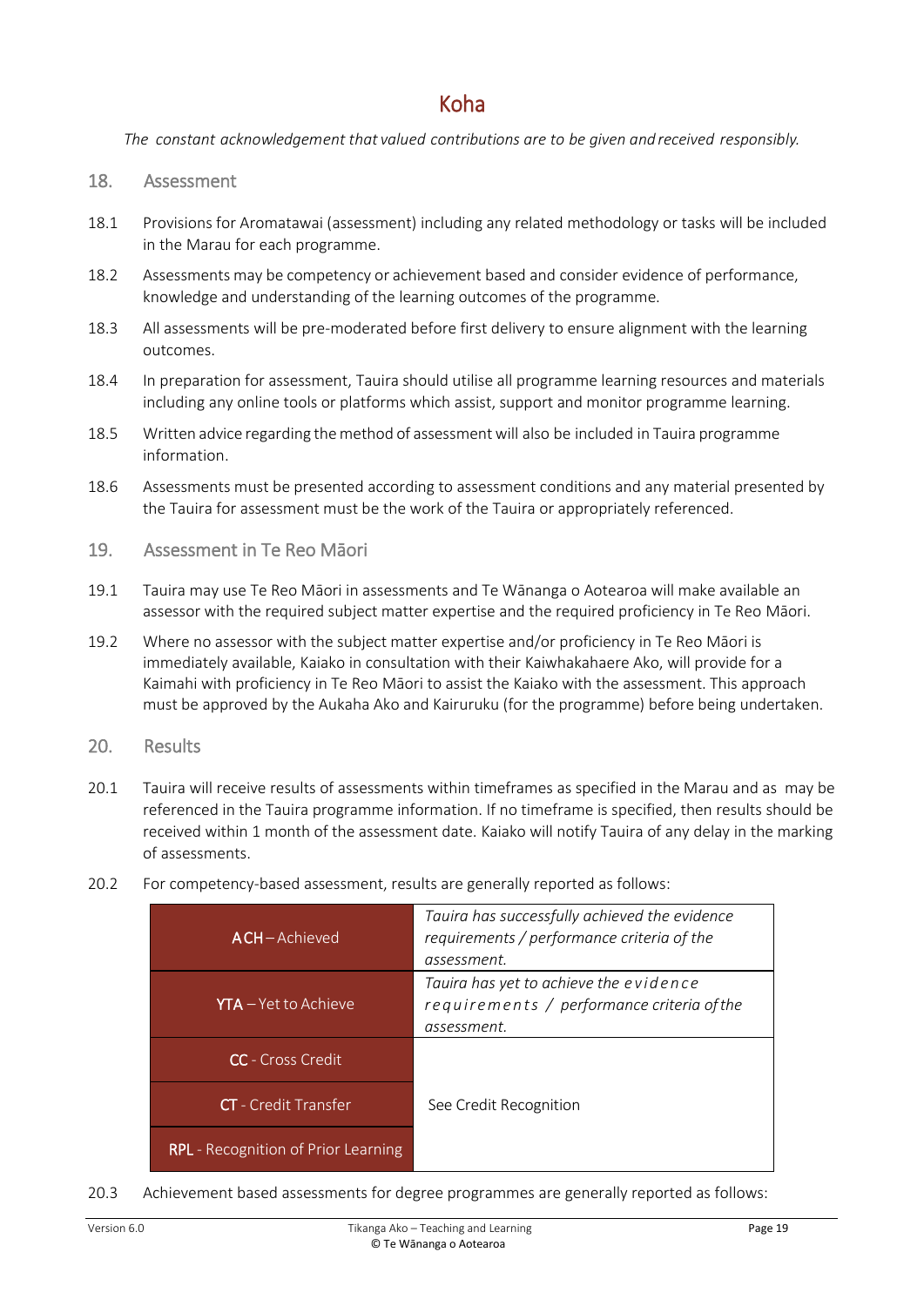# Koha

*The constant acknowledgement that valued contributions are to be given and received responsibly.*

## 18. Assessment

18.1 Provisions for Aromatawai (assessment) including any related methodology or tasks will be included in the Marau for each programme.

18.2 Assessments may be competency or achievement based and consider evidence of performance, knowledge and understanding of the learning outcomes of the programme.

18.3 All assessments will be pre-moderated before first delivery to ensure alignment with the learning outcomes.

18.4 In preparation for assessment, Tauira should utilise all programme learning resources and materials including any online tools or platforms which assist, support and monitor programme learning.

18.5 Written advice regarding the method of assessment will also be included in Tauira programme information.

18.6 Assessments must be presented according to assessment conditions and any material presented by the Tauira for assessment must be the work of the Tauira or appropriately referenced.

## 19. Assessment in Te Reo Māori

19.1 Tauira may use Te Reo Māori in assessments and Te Wānanga o Aotearoa will make available an assessor with the required subject matter expertise and the required proficiency in Te Reo Māori.

19.2 Where no assessor with the subject matter expertise and/or proficiency in Te Reo Māori is immediately available, Kaiako in consultation with their Kaiwhakahaere Ako, will provide for a Kaimahi with proficiency in Te Reo Māori to assist the Kaiako with the assessment. This approach must be approved by the Aukaha Ako and Kairuruku (for the programme) before being undertaken.

## 20. Results

20.1 Tauira will receive results of assessments within timeframes as specified in the Marau and as may be referenced in the Tauira programme information. If no timeframe is specified, then results should be received within 1 month of the assessment date. Kaiako will notify Tauira of any delay in the marking of assessments.

20.2 For competency-based assessment, results are generally reported as follows:

| | |
|---|---|
| **ACH** – Achieved | *Tauira has successfully achieved the evidence requirements / performance criteria of the assessment.* |
| **YTA** – Yet to Achieve | *Tauira has yet to achieve the evidence requirements / performance criteria of the assessment.* |
| **CC** - Cross Credit | See Credit Recognition |
| **CT** - Credit Transfer | |
| **RPL** - Recognition of Prior Learning | |

20.3 Achievement based assessments for degree programmes are generally reported as follows: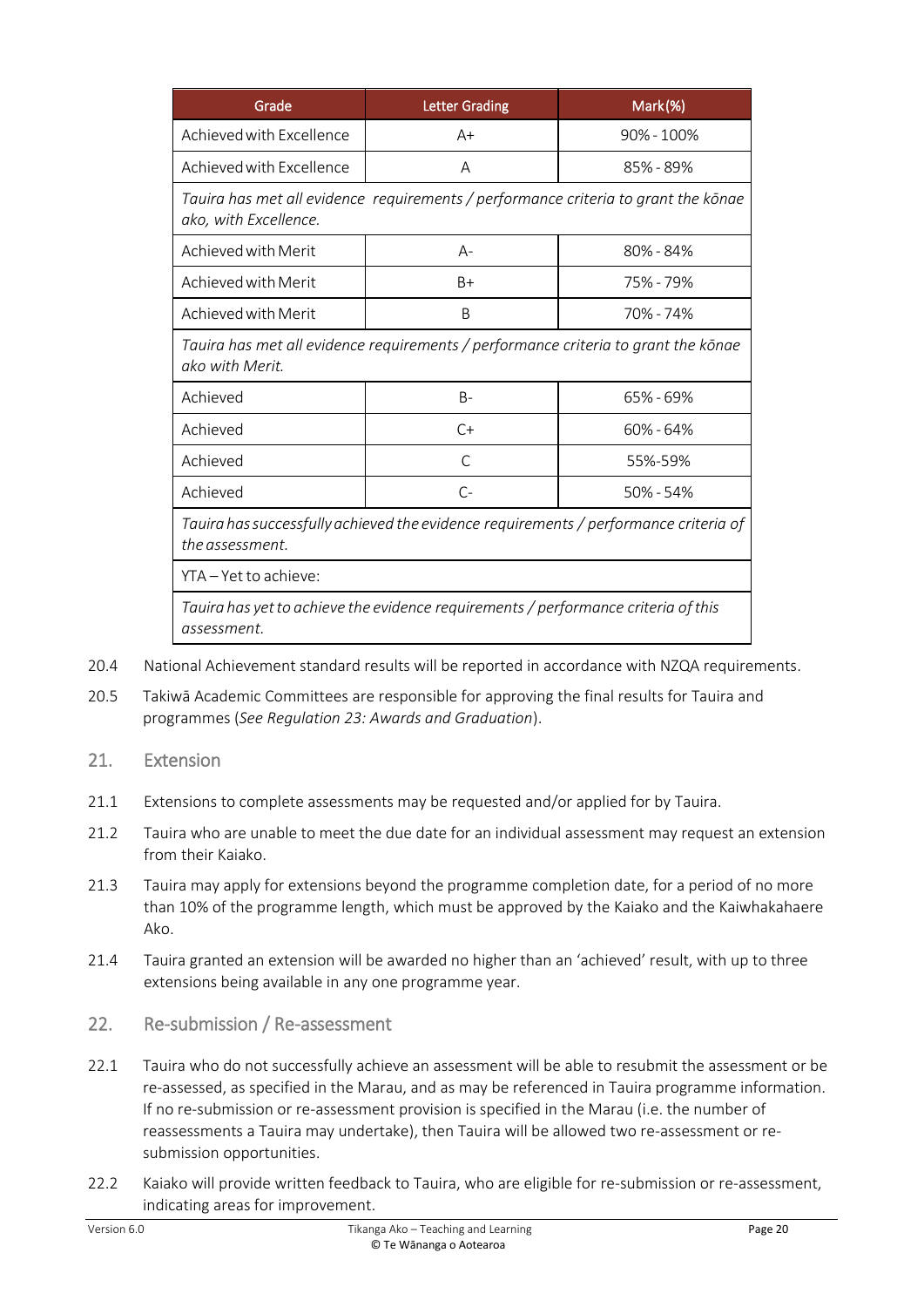| Grade | Letter Grading | Mark (%) |
|---|---|---|
| Achieved with Excellence | A+ | 90% - 100% |
| Achieved with Excellence | A | 85% - 89% |
| *Tauira has met all evidence requirements / performance criteria to grant the kōnae ako, with Excellence.* | | |
| Achieved with Merit | A- | 80% - 84% |
| Achieved with Merit | B+ | 75% - 79% |
| Achieved with Merit | B | 70% - 74% |
| *Tauira has met all evidence requirements / performance criteria to grant the kōnae ako with Merit.* | | |
| Achieved | B- | 65% - 69% |
| Achieved | C+ | 60% - 64% |
| Achieved | C | 55%-59% |
| Achieved | C- | 50% - 54% |
| *Tauira has successfully achieved the evidence requirements / performance criteria of the assessment.* | | |
| YTA – Yet to achieve: | | |
| *Tauira has yet to achieve the evidence requirements / performance criteria of this assessment.* | | |

20.4 National Achievement standard results will be reported in accordance with NZQA requirements.

20.5 Takiwā Academic Committees are responsible for approving the final results for Tauira and programmes (*See Regulation 23: Awards and Graduation*).

## 21. Extension

21.1 Extensions to complete assessments may be requested and/or applied for by Tauira.

21.2 Tauira who are unable to meet the due date for an individual assessment may request an extension from their Kaiako.

21.3 Tauira may apply for extensions beyond the programme completion date, for a period of no more than 10% of the programme length, which must be approved by the Kaiako and the Kaiwhakahaere Ako.

21.4 Tauira granted an extension will be awarded no higher than an 'achieved' result, with up to three extensions being available in any one programme year.

## 22. Re-submission / Re-assessment

22.1 Tauira who do not successfully achieve an assessment will be able to resubmit the assessment or be re-assessed, as specified in the Marau, and as may be referenced in Tauira programme information. If no re-submission or re-assessment provision is specified in the Marau (i.e. the number of reassessments a Tauira may undertake), then Tauira will be allowed two re-assessment or re-submission opportunities.

22.2 Kaiako will provide written feedback to Tauira, who are eligible for re-submission or re-assessment, indicating areas for improvement.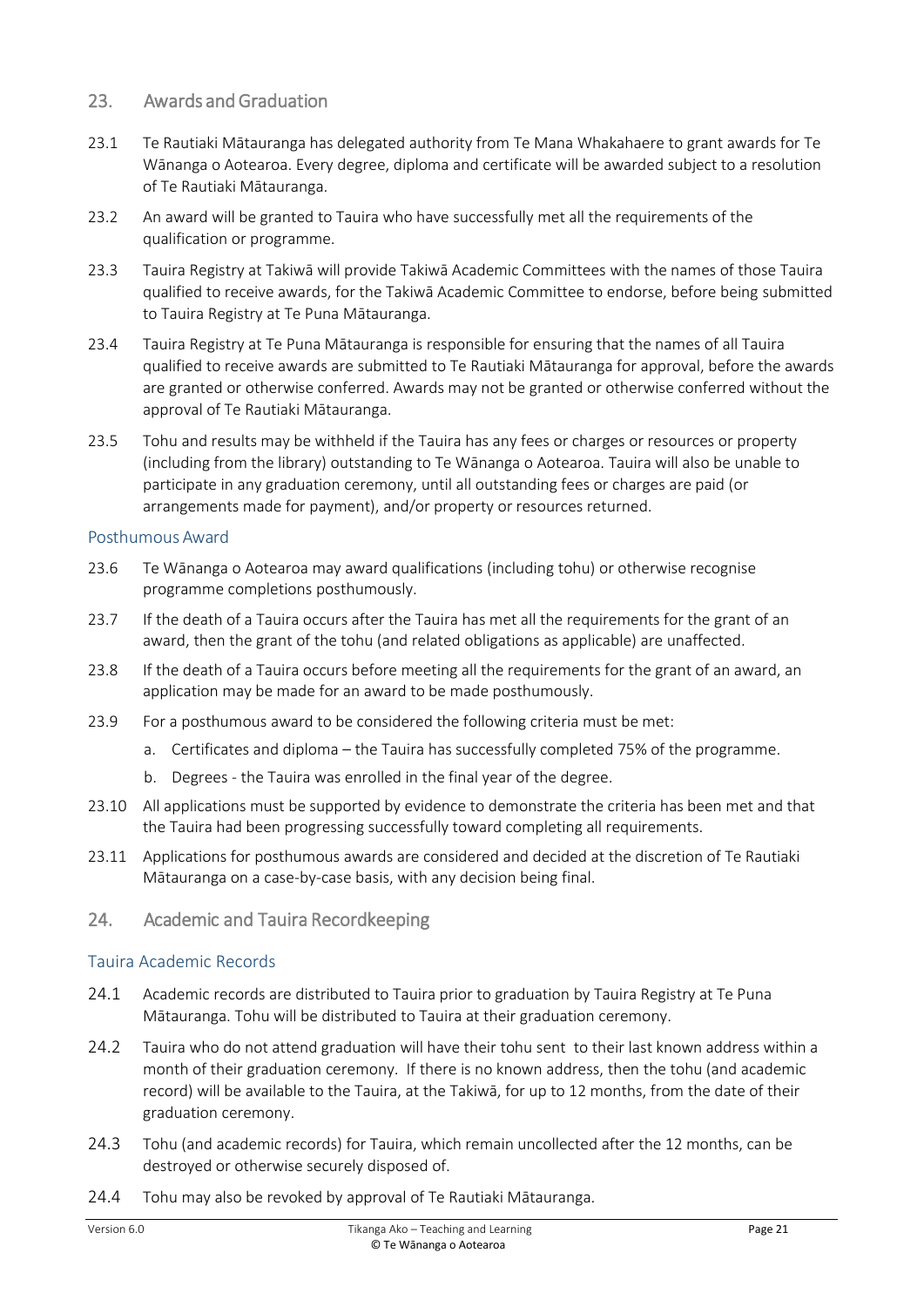## 23. Awards and Graduation

23.1 Te Rautiaki Mātauranga has delegated authority from Te Mana Whakahaere to grant awards for Te Wānanga o Aotearoa. Every degree, diploma and certificate will be awarded subject to a resolution of Te Rautiaki Mātauranga.

23.2 An award will be granted to Tauira who have successfully met all the requirements of the qualification or programme.

23.3 Tauira Registry at Takiwā will provide Takiwā Academic Committees with the names of those Tauira qualified to receive awards, for the Takiwā Academic Committee to endorse, before being submitted to Tauira Registry at Te Puna Mātauranga.

23.4 Tauira Registry at Te Puna Mātauranga is responsible for ensuring that the names of all Tauira qualified to receive awards are submitted to Te Rautiaki Mātauranga for approval, before the awards are granted or otherwise conferred. Awards may not be granted or otherwise conferred without the approval of Te Rautiaki Mātauranga.

23.5 Tohu and results may be withheld if the Tauira has any fees or charges or resources or property (including from the library) outstanding to Te Wānanga o Aotearoa. Tauira will also be unable to participate in any graduation ceremony, until all outstanding fees or charges are paid (or arrangements made for payment), and/or property or resources returned.

### Posthumous Award

23.6 Te Wānanga o Aotearoa may award qualifications (including tohu) or otherwise recognise programme completions posthumously.

23.7 If the death of a Tauira occurs after the Tauira has met all the requirements for the grant of an award, then the grant of the tohu (and related obligations as applicable) are unaffected.

23.8 If the death of a Tauira occurs before meeting all the requirements for the grant of an award, an application may be made for an award to be made posthumously.

23.9 For a posthumous award to be considered the following criteria must be met:

a. Certificates and diploma – the Tauira has successfully completed 75% of the programme.

b. Degrees - the Tauira was enrolled in the final year of the degree.

23.10 All applications must be supported by evidence to demonstrate the criteria has been met and that the Tauira had been progressing successfully toward completing all requirements.

23.11 Applications for posthumous awards are considered and decided at the discretion of Te Rautiaki Mātauranga on a case-by-case basis, with any decision being final.

## 24. Academic and Tauira Recordkeeping

### Tauira Academic Records

24.1 Academic records are distributed to Tauira prior to graduation by Tauira Registry at Te Puna Mātauranga. Tohu will be distributed to Tauira at their graduation ceremony.

24.2 Tauira who do not attend graduation will have their tohu sent to their last known address within a month of their graduation ceremony. If there is no known address, then the tohu (and academic record) will be available to the Tauira, at the Takiwā, for up to 12 months, from the date of their graduation ceremony.

24.3 Tohu (and academic records) for Tauira, which remain uncollected after the 12 months, can be destroyed or otherwise securely disposed of.

24.4 Tohu may also be revoked by approval of Te Rautiaki Mātauranga.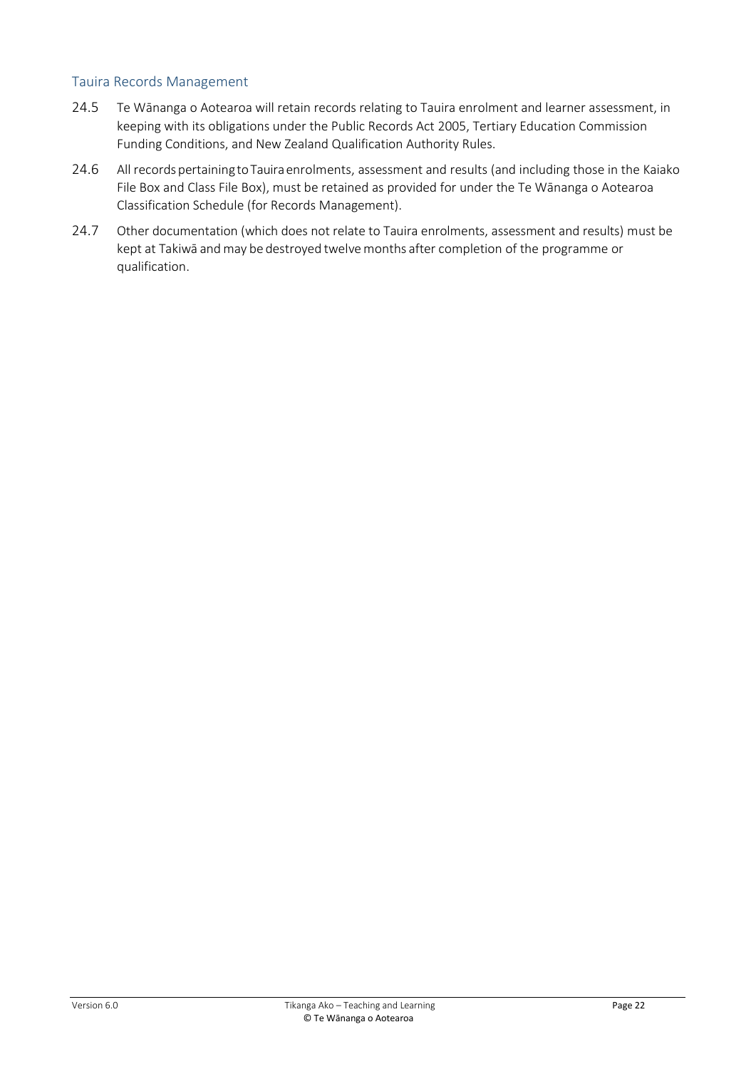## Tauira Records Management

24.5 Te Wānanga o Aotearoa will retain records relating to Tauira enrolment and learner assessment, in keeping with its obligations under the Public Records Act 2005, Tertiary Education Commission Funding Conditions, and New Zealand Qualification Authority Rules.

24.6 All records pertaining to Tauira enrolments, assessment and results (and including those in the Kaiako File Box and Class File Box), must be retained as provided for under the Te Wānanga o Aotearoa Classification Schedule (for Records Management).

24.7 Other documentation (which does not relate to Tauira enrolments, assessment and results) must be kept at Takiwā and may be destroyed twelve months after completion of the programme or qualification.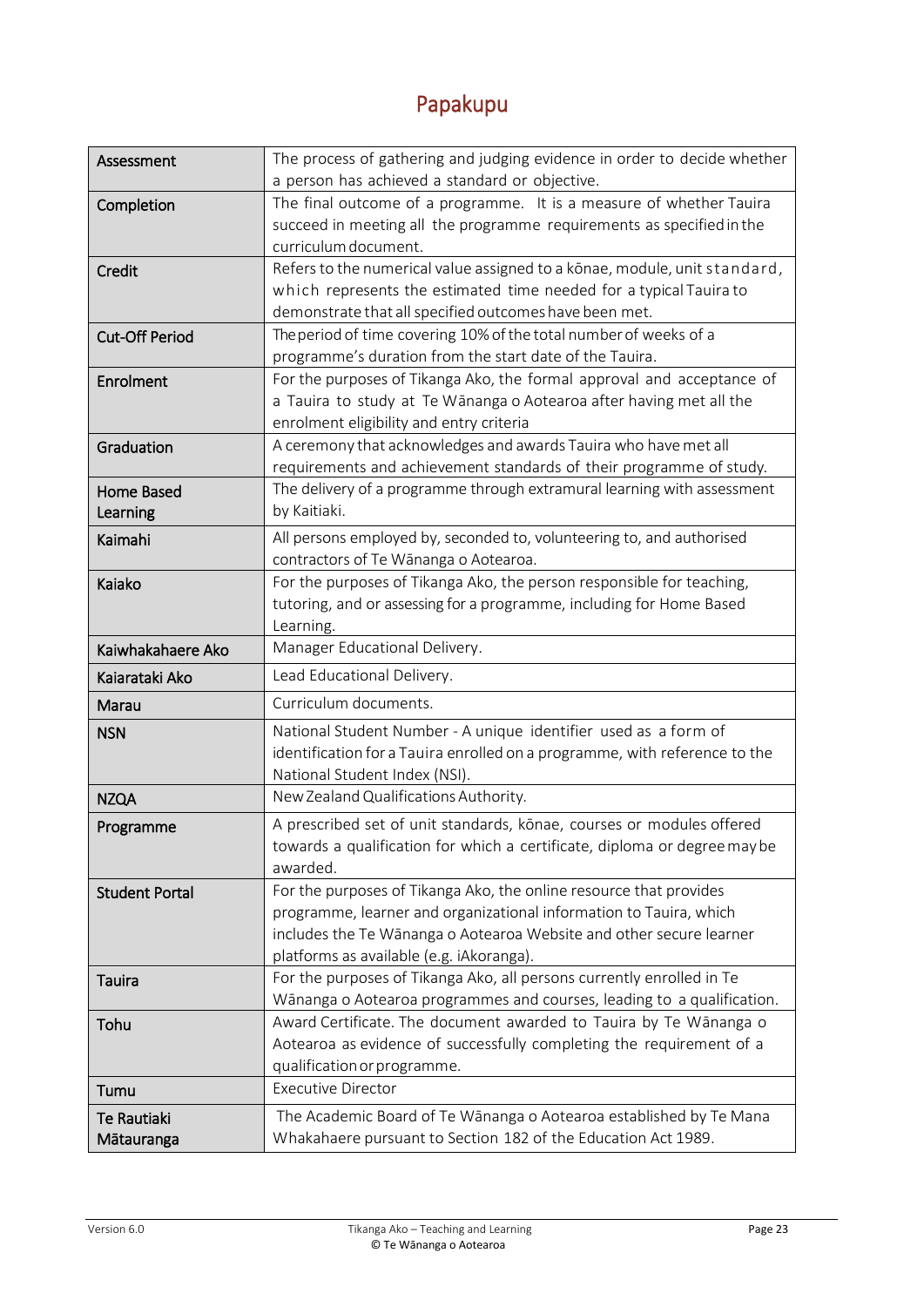# Papakupu

| | |
|---|---|
| **Assessment** | The process of gathering and judging evidence in order to decide whether a person has achieved a standard or objective. |
| **Completion** | The final outcome of a programme. It is a measure of whether Tauira succeed in meeting all the programme requirements as specified in the curriculum document. |
| **Credit** | Refers to the numerical value assigned to a kōnae, module, unit standard, which represents the estimated time needed for a typical Tauira to demonstrate that all specified outcomes have been met. |
| **Cut-Off Period** | The period of time covering 10% of the total number of weeks of a programme's duration from the start date of the Tauira. |
| **Enrolment** | For the purposes of Tikanga Ako, the formal approval and acceptance of a Tauira to study at Te Wānanga o Aotearoa after having met all the enrolment eligibility and entry criteria |
| **Graduation** | A ceremony that acknowledges and awards Tauira who have met all requirements and achievement standards of their programme of study. |
| **Home Based Learning** | The delivery of a programme through extramural learning with assessment by Kaitiaki. |
| **Kaimahi** | All persons employed by, seconded to, volunteering to, and authorised contractors of Te Wānanga o Aotearoa. |
| **Kaiako** | For the purposes of Tikanga Ako, the person responsible for teaching, tutoring, and or assessing for a programme, including for Home Based Learning. |
| **Kaiwhakahaere Ako** | Manager Educational Delivery. |
| **Kaiarataki Ako** | Lead Educational Delivery. |
| **Marau** | Curriculum documents. |
| **NSN** | National Student Number - A unique identifier used as a form of identification for a Tauira enrolled on a programme, with reference to the National Student Index (NSI). |
| **NZQA** | New Zealand Qualifications Authority. |
| **Programme** | A prescribed set of unit standards, kōnae, courses or modules offered towards a qualification for which a certificate, diploma or degree may be awarded. |
| **Student Portal** | For the purposes of Tikanga Ako, the online resource that provides programme, learner and organizational information to Tauira, which includes the Te Wānanga o Aotearoa Website and other secure learner platforms as available (e.g. iAkoranga). |
| **Tauira** | For the purposes of Tikanga Ako, all persons currently enrolled in Te Wānanga o Aotearoa programmes and courses, leading to a qualification. |
| **Tohu** | Award Certificate. The document awarded to Tauira by Te Wānanga o Aotearoa as evidence of successfully completing the requirement of a qualification or programme. |
| **Tumu** | Executive Director |
| **Te Rautiaki Mātauranga** | The Academic Board of Te Wānanga o Aotearoa established by Te Mana Whakahaere pursuant to Section 182 of the Education Act 1989. |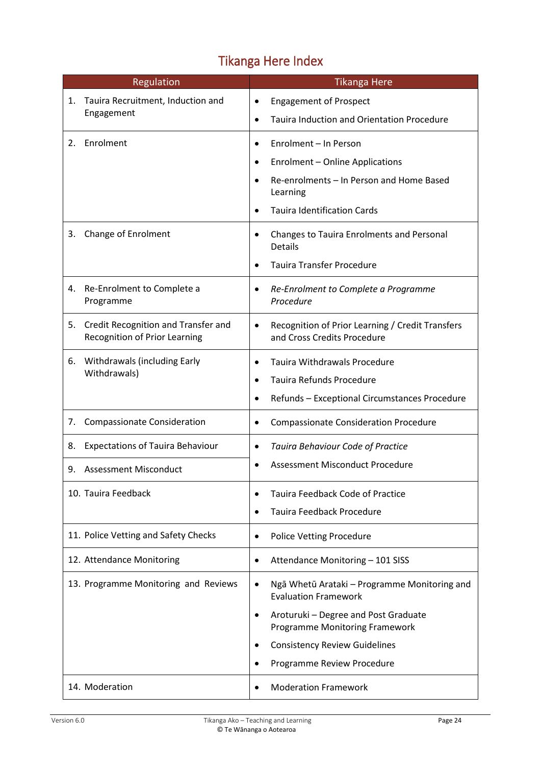# Tikanga Here Index

| Regulation | Tikanga Here |
|---|---|
| 1. Tauira Recruitment, Induction and Engagement | • Engagement of Prospect<br>• Tauira Induction and Orientation Procedure |
| 2. Enrolment | • Enrolment – In Person<br>• Enrolment – Online Applications<br>• Re-enrolments – In Person and Home Based Learning<br>• Tauira Identification Cards |
| 3. Change of Enrolment | • Changes to Tauira Enrolments and Personal Details<br>• Tauira Transfer Procedure |
| 4. Re-Enrolment to Complete a Programme | • *Re-Enrolment to Complete a Programme Procedure* |
| 5. Credit Recognition and Transfer and Recognition of Prior Learning | • Recognition of Prior Learning / Credit Transfers and Cross Credits Procedure |
| 6. Withdrawals (including Early Withdrawals) | • Tauira Withdrawals Procedure<br>• Tauira Refunds Procedure<br>• Refunds – Exceptional Circumstances Procedure |
| 7. Compassionate Consideration | • Compassionate Consideration Procedure |
| 8. Expectations of Tauira Behaviour | • *Tauira Behaviour Code of Practice* |
| 9. Assessment Misconduct | • Assessment Misconduct Procedure |
| 10. Tauira Feedback | • Tauira Feedback Code of Practice<br>• Tauira Feedback Procedure |
| 11. Police Vetting and Safety Checks | • Police Vetting Procedure |
| 12. Attendance Monitoring | • Attendance Monitoring – 101 SISS |
| 13. Programme Monitoring and Reviews | • Ngā Whetū Arataki – Programme Monitoring and Evaluation Framework<br>• Aroturuki – Degree and Post Graduate Programme Monitoring Framework<br>• Consistency Review Guidelines<br>• Programme Review Procedure |
| 14. Moderation | • Moderation Framework |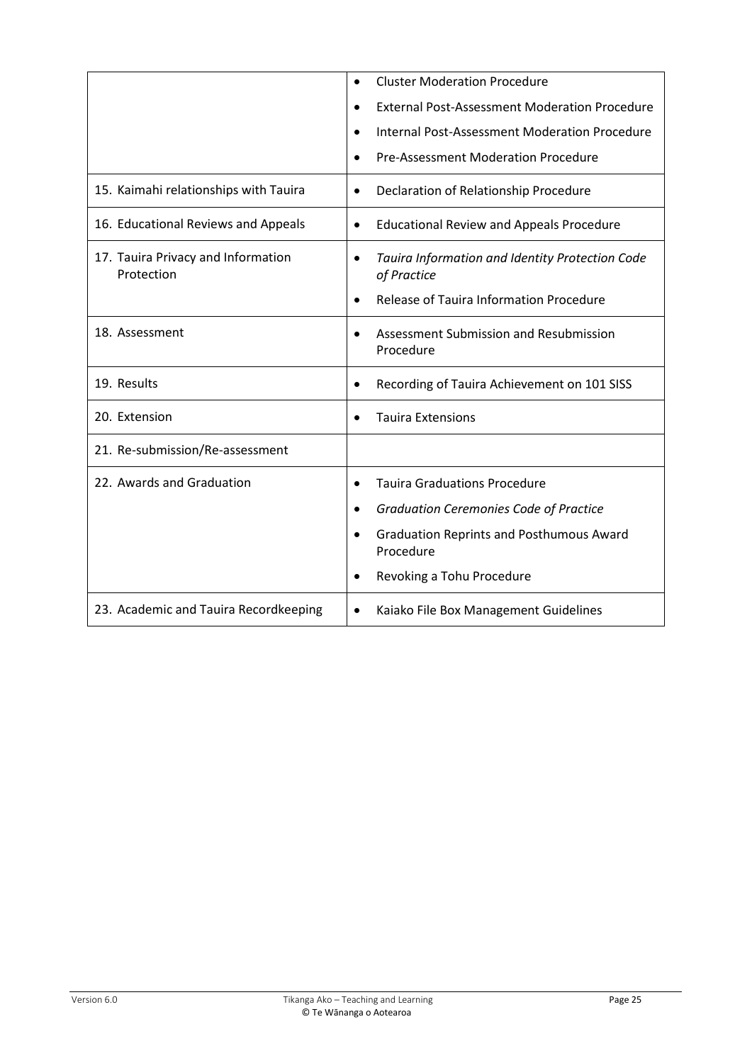| | |
|---|---|
| | • Cluster Moderation Procedure<br>• External Post-Assessment Moderation Procedure<br>• Internal Post-Assessment Moderation Procedure<br>• Pre-Assessment Moderation Procedure |
| 15. Kaimahi relationships with Tauira | • Declaration of Relationship Procedure |
| 16. Educational Reviews and Appeals | • Educational Review and Appeals Procedure |
| 17. Tauira Privacy and Information Protection | • *Tauira Information and Identity Protection Code of Practice*<br>• Release of Tauira Information Procedure |
| 18. Assessment | • Assessment Submission and Resubmission Procedure |
| 19. Results | • Recording of Tauira Achievement on 101 SISS |
| 20. Extension | • Tauira Extensions |
| 21. Re-submission/Re-assessment | |
| 22. Awards and Graduation | • Tauira Graduations Procedure<br>• *Graduation Ceremonies Code of Practice*<br>• Graduation Reprints and Posthumous Award Procedure<br>• Revoking a Tohu Procedure |
| 23. Academic and Tauira Recordkeeping | • Kaiako File Box Management Guidelines |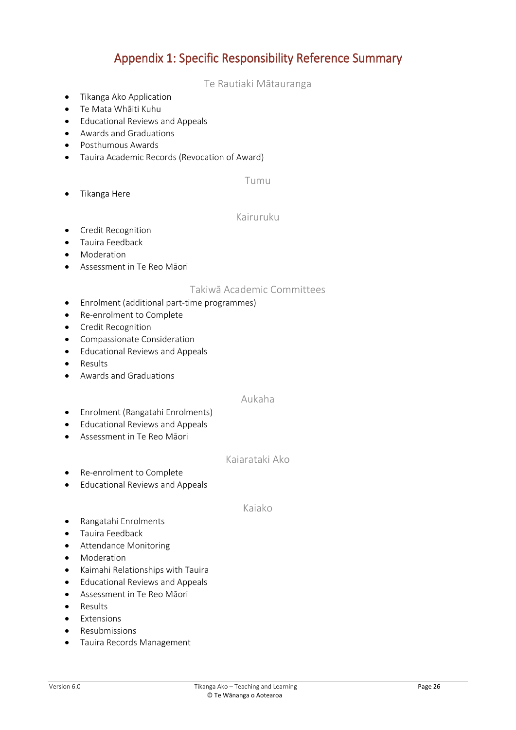# Appendix 1: Specific Responsibility Reference Summary

### Te Rautiaki Mātauranga

- Tikanga Ako Application
- Te Mata Whāiti Kuhu
- Educational Reviews and Appeals
- Awards and Graduations
- Posthumous Awards
- Tauira Academic Records (Revocation of Award)

### Tumu

- Tikanga Here

### Kairuruku

- Credit Recognition
- Tauira Feedback
- Moderation
- Assessment in Te Reo Māori

### Takiwā Academic Committees

- Enrolment (additional part-time programmes)
- Re-enrolment to Complete
- Credit Recognition
- Compassionate Consideration
- Educational Reviews and Appeals
- Results
- Awards and Graduations

### Aukaha

- Enrolment (Rangatahi Enrolments)
- Educational Reviews and Appeals
- Assessment in Te Reo Māori

### Kaiarataki Ako

- Re-enrolment to Complete
- Educational Reviews and Appeals

### Kaiako

- Rangatahi Enrolments
- Tauira Feedback
- Attendance Monitoring
- Moderation
- Kaimahi Relationships with Tauira
- Educational Reviews and Appeals
- Assessment in Te Reo Māori
- Results
- Extensions
- Resubmissions
- Tauira Records Management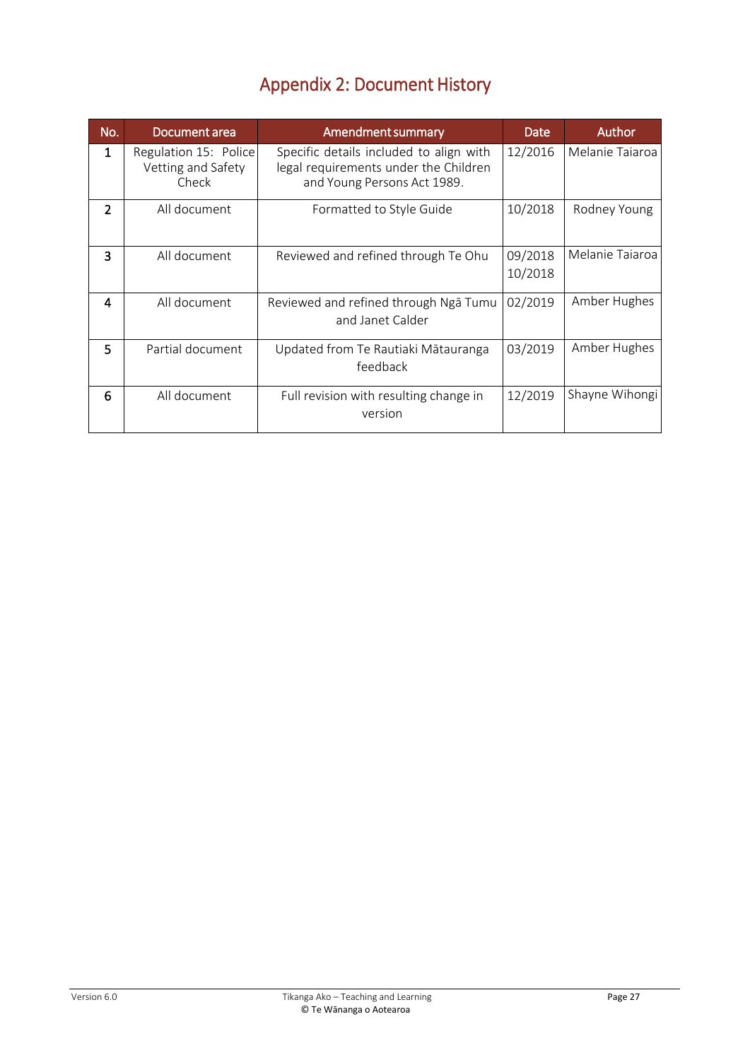# Appendix 2: Document History

| No. | Document area | Amendment summary | Date | Author |
|---|---|---|---|---|
| 1 | Regulation 15: Police Vetting and Safety Check | Specific details included to align with legal requirements under the Children and Young Persons Act 1989. | 12/2016 | Melanie Taiaroa |
| 2 | All document | Formatted to Style Guide | 10/2018 | Rodney Young |
| 3 | All document | Reviewed and refined through Te Ohu | 09/2018 10/2018 | Melanie Taiaroa |
| 4 | All document | Reviewed and refined through Ngā Tumu and Janet Calder | 02/2019 | Amber Hughes |
| 5 | Partial document | Updated from Te Rautiaki Mātauranga feedback | 03/2019 | Amber Hughes |
| 6 | All document | Full revision with resulting change in version | 12/2019 | Shayne Wihongi |